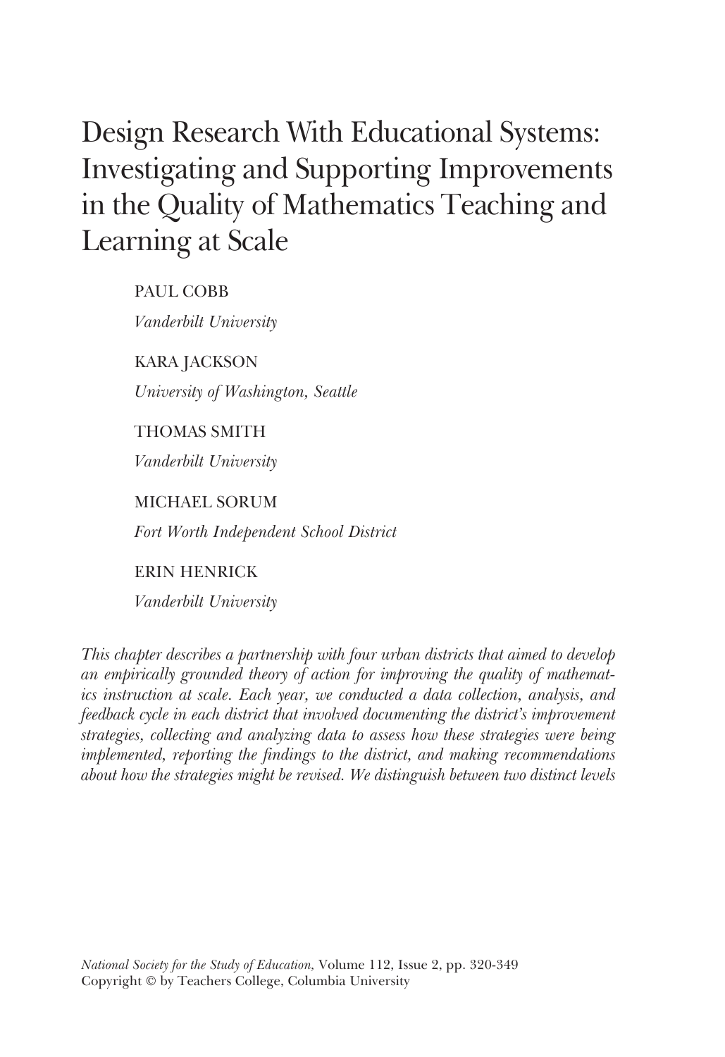# Design Research With Educational Systems: Investigating and Supporting Improvements in the Quality of Mathematics Teaching and Learning at Scale

PAUL COBB

*Vanderbilt University*

KARA JACKSON

*University of Washington, Seattle*

THOMAS SMITH

*Vanderbilt University*

MICHAEL SORUM

*Fort Worth Independent School District*

ERIN HENRICK

*Vanderbilt University*

*This chapter describes a partnership with four urban districts that aimed to develop an empirically grounded theory of action for improving the quality of mathematics instruction at scale. Each year, we conducted a data collection, analysis, and feedback cycle in each district that involved documenting the district's improvement strategies, collecting and analyzing data to assess how these strategies were being implemented, reporting the findings to the district, and making recommendations about how the strategies might be revised. We distinguish between two distinct levels*

*National Society for the Study of Education,* Volume 112, Issue 2, pp. 320-349
Copyright © by Teachers College, Columbia University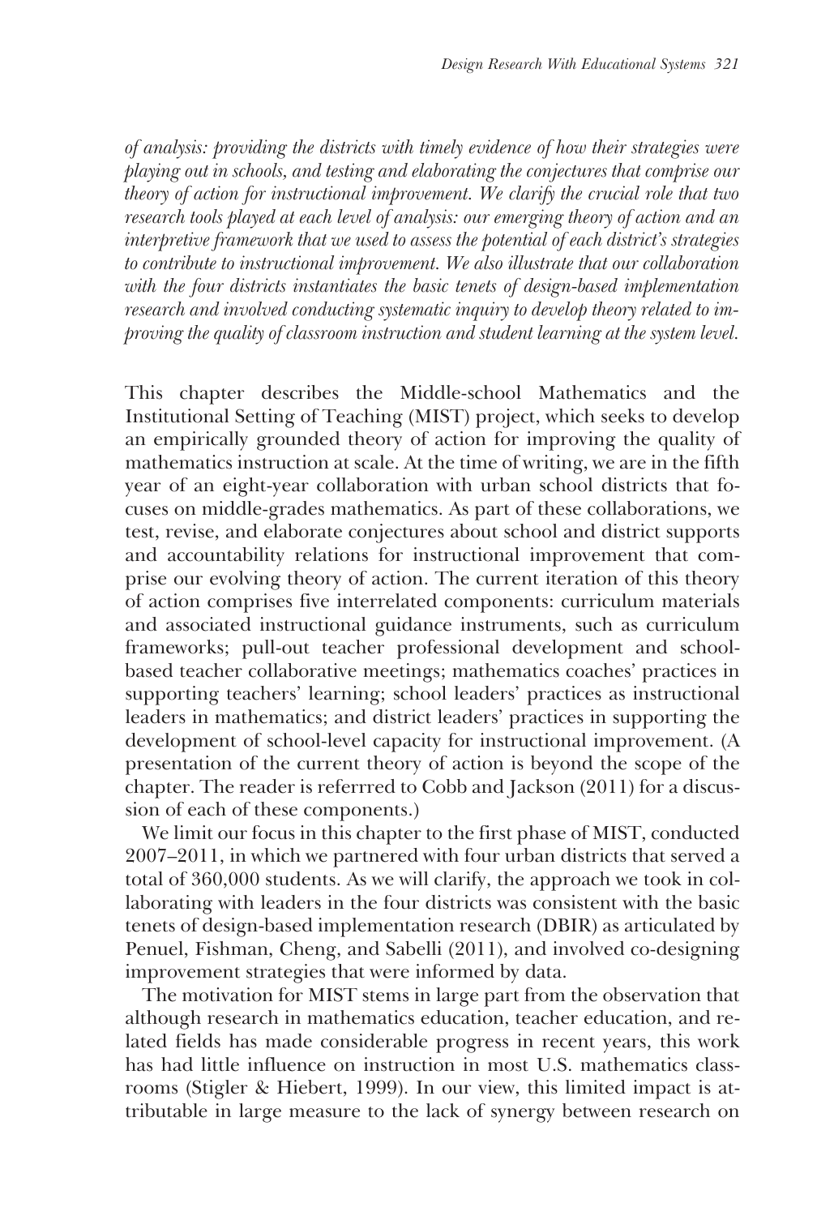*of analysis: providing the districts with timely evidence of how their strategies were playing out in schools, and testing and elaborating the conjectures that comprise our theory of action for instructional improvement. We clarify the crucial role that two research tools played at each level of analysis: our emerging theory of action and an interpretive framework that we used to assess the potential of each district's strategies to contribute to instructional improvement. We also illustrate that our collaboration with the four districts instantiates the basic tenets of design-based implementation research and involved conducting systematic inquiry to develop theory related to improving the quality of classroom instruction and student learning at the system level.*

This chapter describes the Middle-school Mathematics and the Institutional Setting of Teaching (MIST) project, which seeks to develop an empirically grounded theory of action for improving the quality of mathematics instruction at scale. At the time of writing, we are in the fifth year of an eight-year collaboration with urban school districts that focuses on middle-grades mathematics. As part of these collaborations, we test, revise, and elaborate conjectures about school and district supports and accountability relations for instructional improvement that comprise our evolving theory of action. The current iteration of this theory of action comprises five interrelated components: curriculum materials and associated instructional guidance instruments, such as curriculum frameworks; pull-out teacher professional development and school-based teacher collaborative meetings; mathematics coaches' practices in supporting teachers' learning; school leaders' practices as instructional leaders in mathematics; and district leaders' practices in supporting the development of school-level capacity for instructional improvement. (A presentation of the current theory of action is beyond the scope of the chapter. The reader is referrred to Cobb and Jackson (2011) for a discussion of each of these components.)

We limit our focus in this chapter to the first phase of MIST, conducted 2007–2011, in which we partnered with four urban districts that served a total of 360,000 students. As we will clarify, the approach we took in collaborating with leaders in the four districts was consistent with the basic tenets of design-based implementation research (DBIR) as articulated by Penuel, Fishman, Cheng, and Sabelli (2011), and involved co-designing improvement strategies that were informed by data.

The motivation for MIST stems in large part from the observation that although research in mathematics education, teacher education, and related fields has made considerable progress in recent years, this work has had little influence on instruction in most U.S. mathematics classrooms (Stigler & Hiebert, 1999). In our view, this limited impact is attributable in large measure to the lack of synergy between research on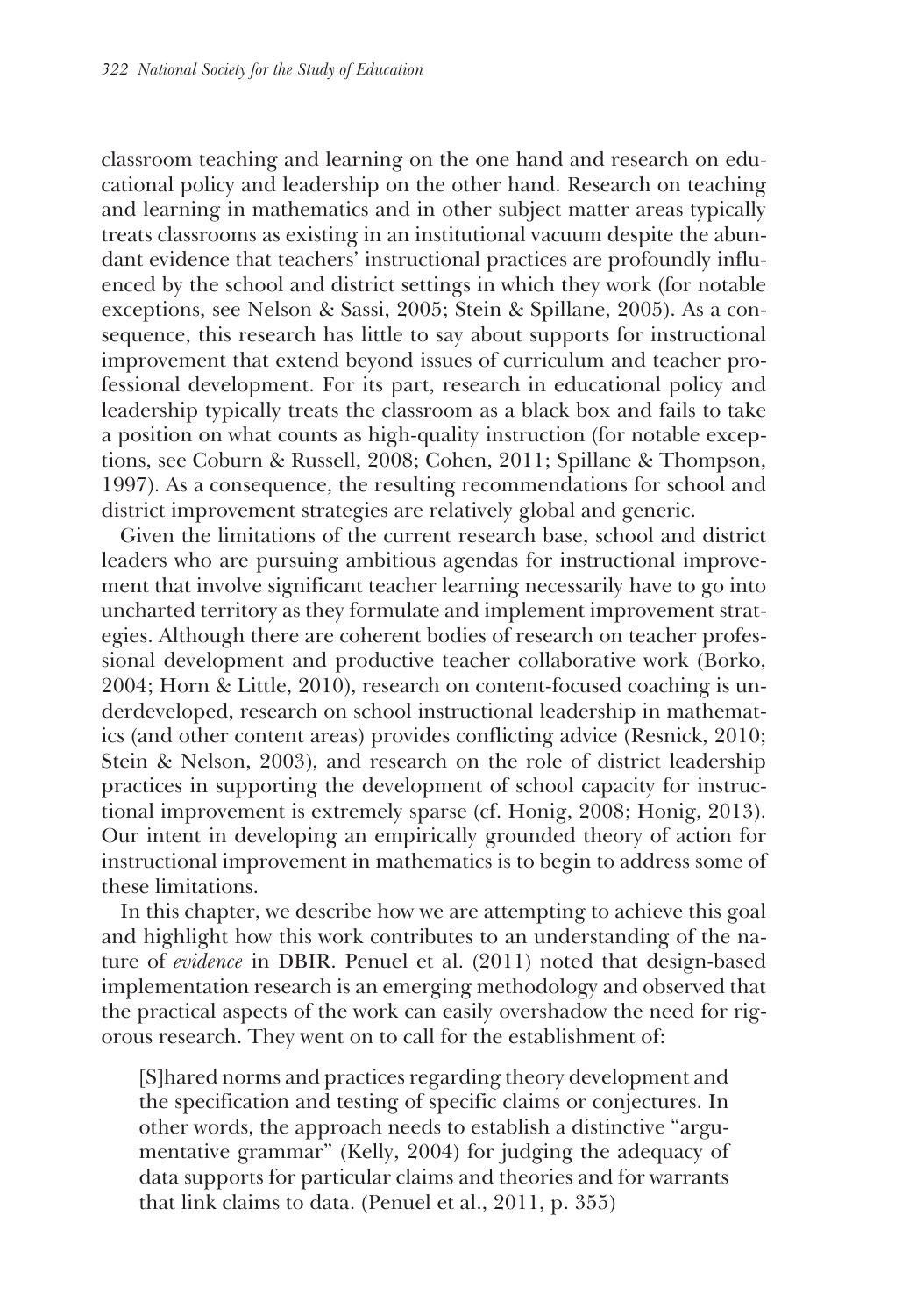classroom teaching and learning on the one hand and research on educational policy and leadership on the other hand. Research on teaching and learning in mathematics and in other subject matter areas typically treats classrooms as existing in an institutional vacuum despite the abundant evidence that teachers' instructional practices are profoundly influenced by the school and district settings in which they work (for notable exceptions, see Nelson & Sassi, 2005; Stein & Spillane, 2005). As a consequence, this research has little to say about supports for instructional improvement that extend beyond issues of curriculum and teacher professional development. For its part, research in educational policy and leadership typically treats the classroom as a black box and fails to take a position on what counts as high-quality instruction (for notable exceptions, see Coburn & Russell, 2008; Cohen, 2011; Spillane & Thompson, 1997). As a consequence, the resulting recommendations for school and district improvement strategies are relatively global and generic.

Given the limitations of the current research base, school and district leaders who are pursuing ambitious agendas for instructional improvement that involve significant teacher learning necessarily have to go into uncharted territory as they formulate and implement improvement strategies. Although there are coherent bodies of research on teacher professional development and productive teacher collaborative work (Borko, 2004; Horn & Little, 2010), research on content-focused coaching is underdeveloped, research on school instructional leadership in mathematics (and other content areas) provides conflicting advice (Resnick, 2010; Stein & Nelson, 2003), and research on the role of district leadership practices in supporting the development of school capacity for instructional improvement is extremely sparse (cf. Honig, 2008; Honig, 2013). Our intent in developing an empirically grounded theory of action for instructional improvement in mathematics is to begin to address some of these limitations.

In this chapter, we describe how we are attempting to achieve this goal and highlight how this work contributes to an understanding of the nature of *evidence* in DBIR. Penuel et al. (2011) noted that design-based implementation research is an emerging methodology and observed that the practical aspects of the work can easily overshadow the need for rigorous research. They went on to call for the establishment of:

> [S]hared norms and practices regarding theory development and the specification and testing of specific claims or conjectures. In other words, the approach needs to establish a distinctive "argumentative grammar" (Kelly, 2004) for judging the adequacy of data supports for particular claims and theories and for warrants that link claims to data. (Penuel et al., 2011, p. 355)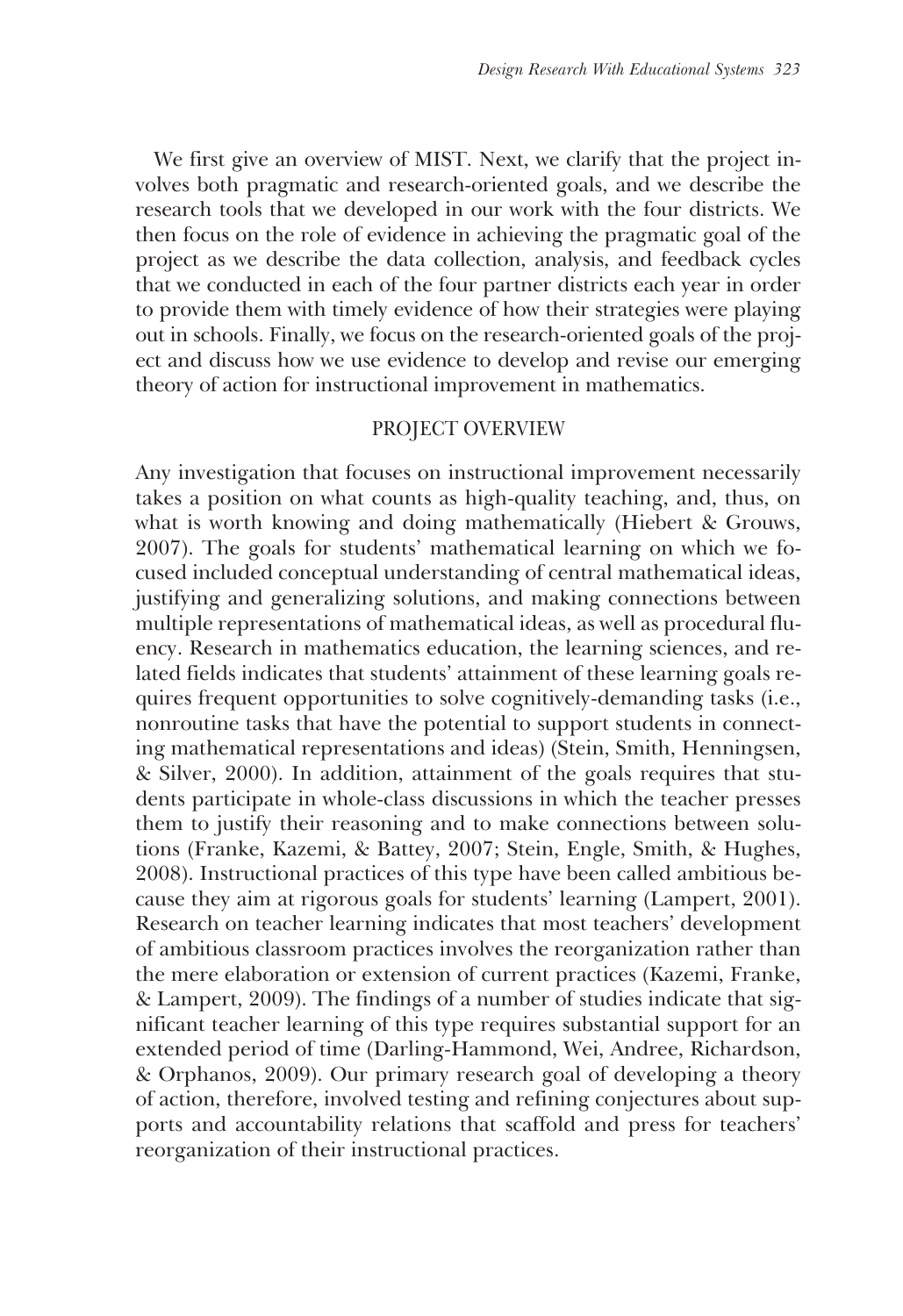We first give an overview of MIST. Next, we clarify that the project involves both pragmatic and research-oriented goals, and we describe the research tools that we developed in our work with the four districts. We then focus on the role of evidence in achieving the pragmatic goal of the project as we describe the data collection, analysis, and feedback cycles that we conducted in each of the four partner districts each year in order to provide them with timely evidence of how their strategies were playing out in schools. Finally, we focus on the research-oriented goals of the project and discuss how we use evidence to develop and revise our emerging theory of action for instructional improvement in mathematics.

## PROJECT OVERVIEW

Any investigation that focuses on instructional improvement necessarily takes a position on what counts as high-quality teaching, and, thus, on what is worth knowing and doing mathematically (Hiebert & Grouws, 2007). The goals for students' mathematical learning on which we focused included conceptual understanding of central mathematical ideas, justifying and generalizing solutions, and making connections between multiple representations of mathematical ideas, as well as procedural fluency. Research in mathematics education, the learning sciences, and related fields indicates that students' attainment of these learning goals requires frequent opportunities to solve cognitively-demanding tasks (i.e., nonroutine tasks that have the potential to support students in connecting mathematical representations and ideas) (Stein, Smith, Henningsen, & Silver, 2000). In addition, attainment of the goals requires that students participate in whole-class discussions in which the teacher presses them to justify their reasoning and to make connections between solutions (Franke, Kazemi, & Battey, 2007; Stein, Engle, Smith, & Hughes, 2008). Instructional practices of this type have been called ambitious because they aim at rigorous goals for students' learning (Lampert, 2001). Research on teacher learning indicates that most teachers' development of ambitious classroom practices involves the reorganization rather than the mere elaboration or extension of current practices (Kazemi, Franke, & Lampert, 2009). The findings of a number of studies indicate that significant teacher learning of this type requires substantial support for an extended period of time (Darling-Hammond, Wei, Andree, Richardson, & Orphanos, 2009). Our primary research goal of developing a theory of action, therefore, involved testing and refining conjectures about supports and accountability relations that scaffold and press for teachers' reorganization of their instructional practices.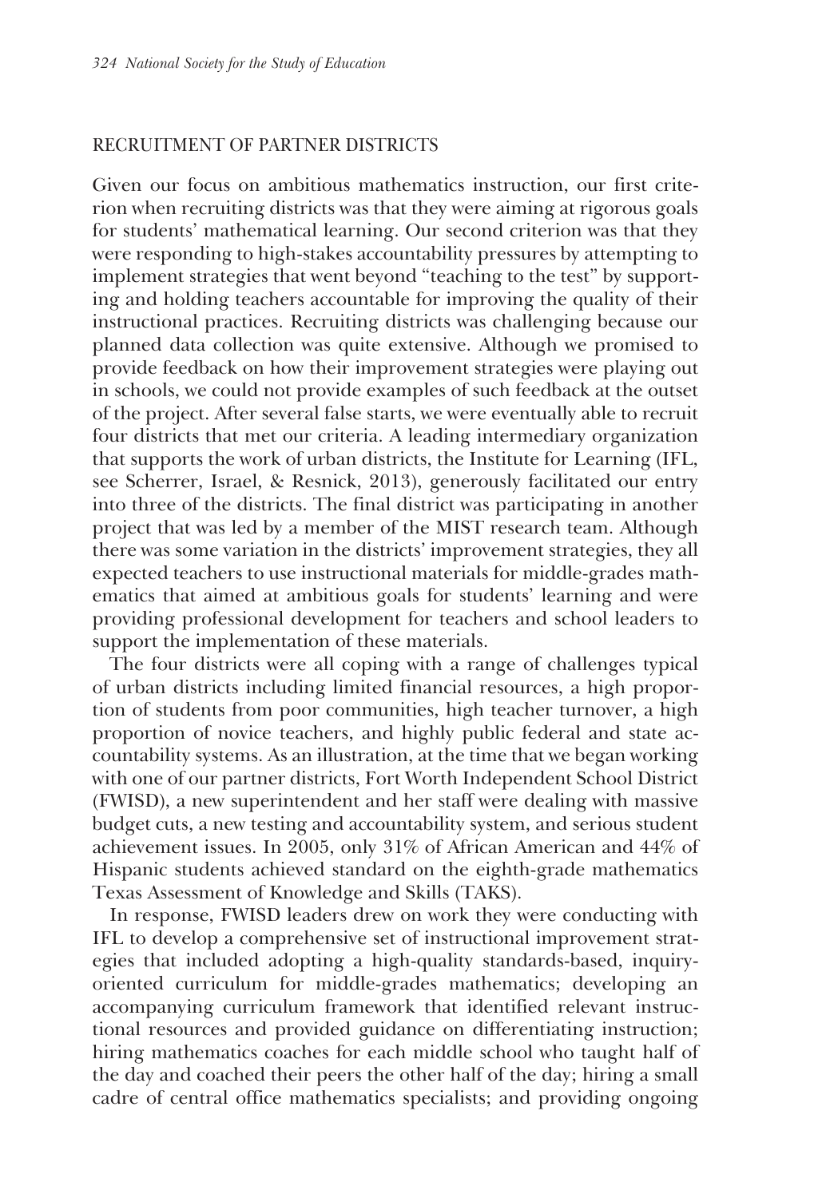## RECRUITMENT OF PARTNER DISTRICTS

Given our focus on ambitious mathematics instruction, our first criterion when recruiting districts was that they were aiming at rigorous goals for students' mathematical learning. Our second criterion was that they were responding to high-stakes accountability pressures by attempting to implement strategies that went beyond "teaching to the test" by supporting and holding teachers accountable for improving the quality of their instructional practices. Recruiting districts was challenging because our planned data collection was quite extensive. Although we promised to provide feedback on how their improvement strategies were playing out in schools, we could not provide examples of such feedback at the outset of the project. After several false starts, we were eventually able to recruit four districts that met our criteria. A leading intermediary organization that supports the work of urban districts, the Institute for Learning (IFL, see Scherrer, Israel, & Resnick, 2013), generously facilitated our entry into three of the districts. The final district was participating in another project that was led by a member of the MIST research team. Although there was some variation in the districts' improvement strategies, they all expected teachers to use instructional materials for middle-grades mathematics that aimed at ambitious goals for students' learning and were providing professional development for teachers and school leaders to support the implementation of these materials.

The four districts were all coping with a range of challenges typical of urban districts including limited financial resources, a high proportion of students from poor communities, high teacher turnover, a high proportion of novice teachers, and highly public federal and state accountability systems. As an illustration, at the time that we began working with one of our partner districts, Fort Worth Independent School District (FWISD), a new superintendent and her staff were dealing with massive budget cuts, a new testing and accountability system, and serious student achievement issues. In 2005, only 31% of African American and 44% of Hispanic students achieved standard on the eighth-grade mathematics Texas Assessment of Knowledge and Skills (TAKS).

In response, FWISD leaders drew on work they were conducting with IFL to develop a comprehensive set of instructional improvement strategies that included adopting a high-quality standards-based, inquiry-oriented curriculum for middle-grades mathematics; developing an accompanying curriculum framework that identified relevant instructional resources and provided guidance on differentiating instruction; hiring mathematics coaches for each middle school who taught half of the day and coached their peers the other half of the day; hiring a small cadre of central office mathematics specialists; and providing ongoing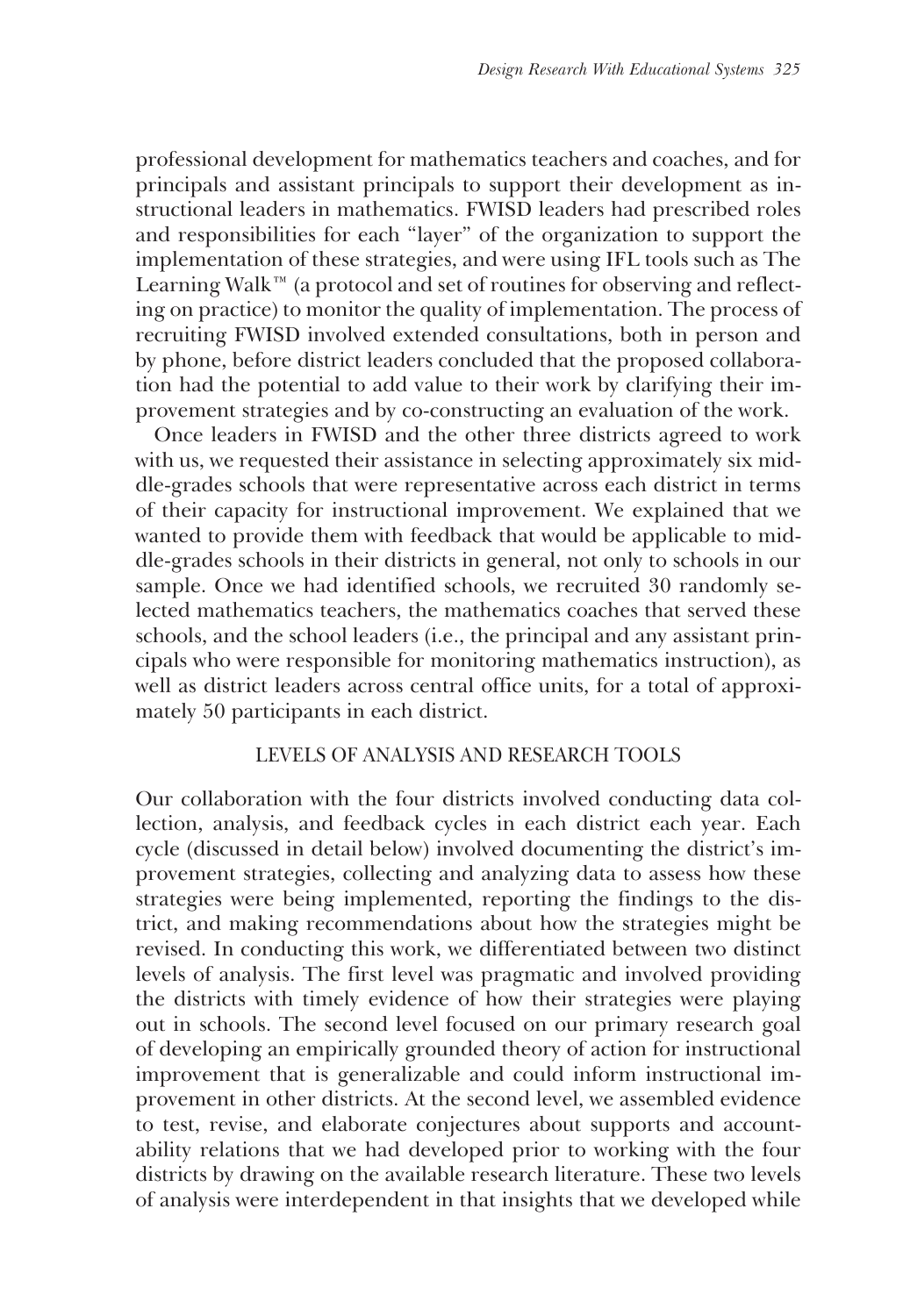professional development for mathematics teachers and coaches, and for principals and assistant principals to support their development as instructional leaders in mathematics. FWISD leaders had prescribed roles and responsibilities for each "layer" of the organization to support the implementation of these strategies, and were using IFL tools such as The Learning Walk™ (a protocol and set of routines for observing and reflecting on practice) to monitor the quality of implementation. The process of recruiting FWISD involved extended consultations, both in person and by phone, before district leaders concluded that the proposed collaboration had the potential to add value to their work by clarifying their improvement strategies and by co-constructing an evaluation of the work.

Once leaders in FWISD and the other three districts agreed to work with us, we requested their assistance in selecting approximately six middle-grades schools that were representative across each district in terms of their capacity for instructional improvement. We explained that we wanted to provide them with feedback that would be applicable to middle-grades schools in their districts in general, not only to schools in our sample. Once we had identified schools, we recruited 30 randomly selected mathematics teachers, the mathematics coaches that served these schools, and the school leaders (i.e., the principal and any assistant principals who were responsible for monitoring mathematics instruction), as well as district leaders across central office units, for a total of approximately 50 participants in each district.

## LEVELS OF ANALYSIS AND RESEARCH TOOLS

Our collaboration with the four districts involved conducting data collection, analysis, and feedback cycles in each district each year. Each cycle (discussed in detail below) involved documenting the district's improvement strategies, collecting and analyzing data to assess how these strategies were being implemented, reporting the findings to the district, and making recommendations about how the strategies might be revised. In conducting this work, we differentiated between two distinct levels of analysis. The first level was pragmatic and involved providing the districts with timely evidence of how their strategies were playing out in schools. The second level focused on our primary research goal of developing an empirically grounded theory of action for instructional improvement that is generalizable and could inform instructional improvement in other districts. At the second level, we assembled evidence to test, revise, and elaborate conjectures about supports and accountability relations that we had developed prior to working with the four districts by drawing on the available research literature. These two levels of analysis were interdependent in that insights that we developed while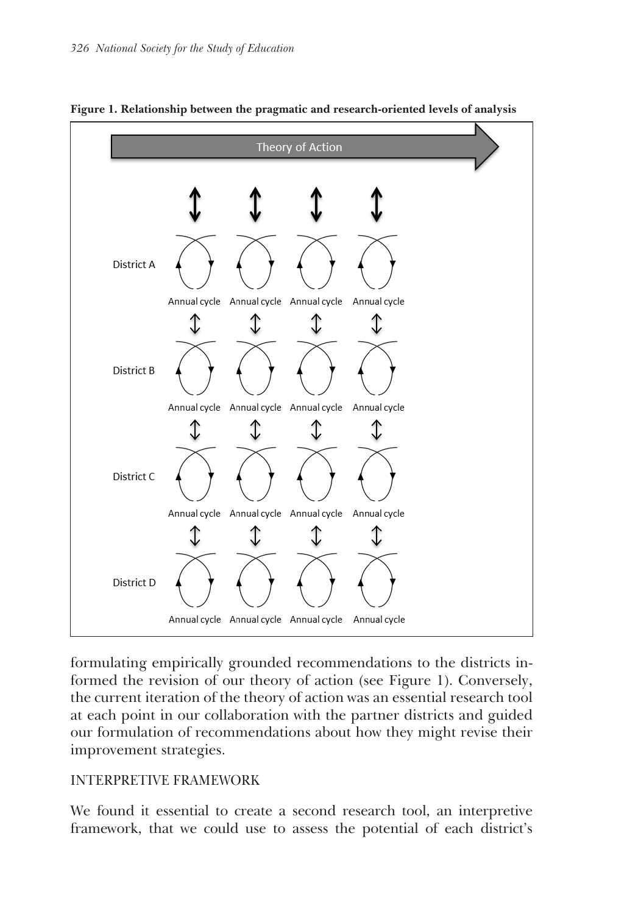**Figure 1. Relationship between the pragmatic and research-oriented levels of analysis**

formulating empirically grounded recommendations to the districts informed the revision of our theory of action (see Figure 1). Conversely, the current iteration of the theory of action was an essential research tool at each point in our collaboration with the partner districts and guided our formulation of recommendations about how they might revise their improvement strategies.

## INTERPRETIVE FRAMEWORK

We found it essential to create a second research tool, an interpretive framework, that we could use to assess the potential of each district's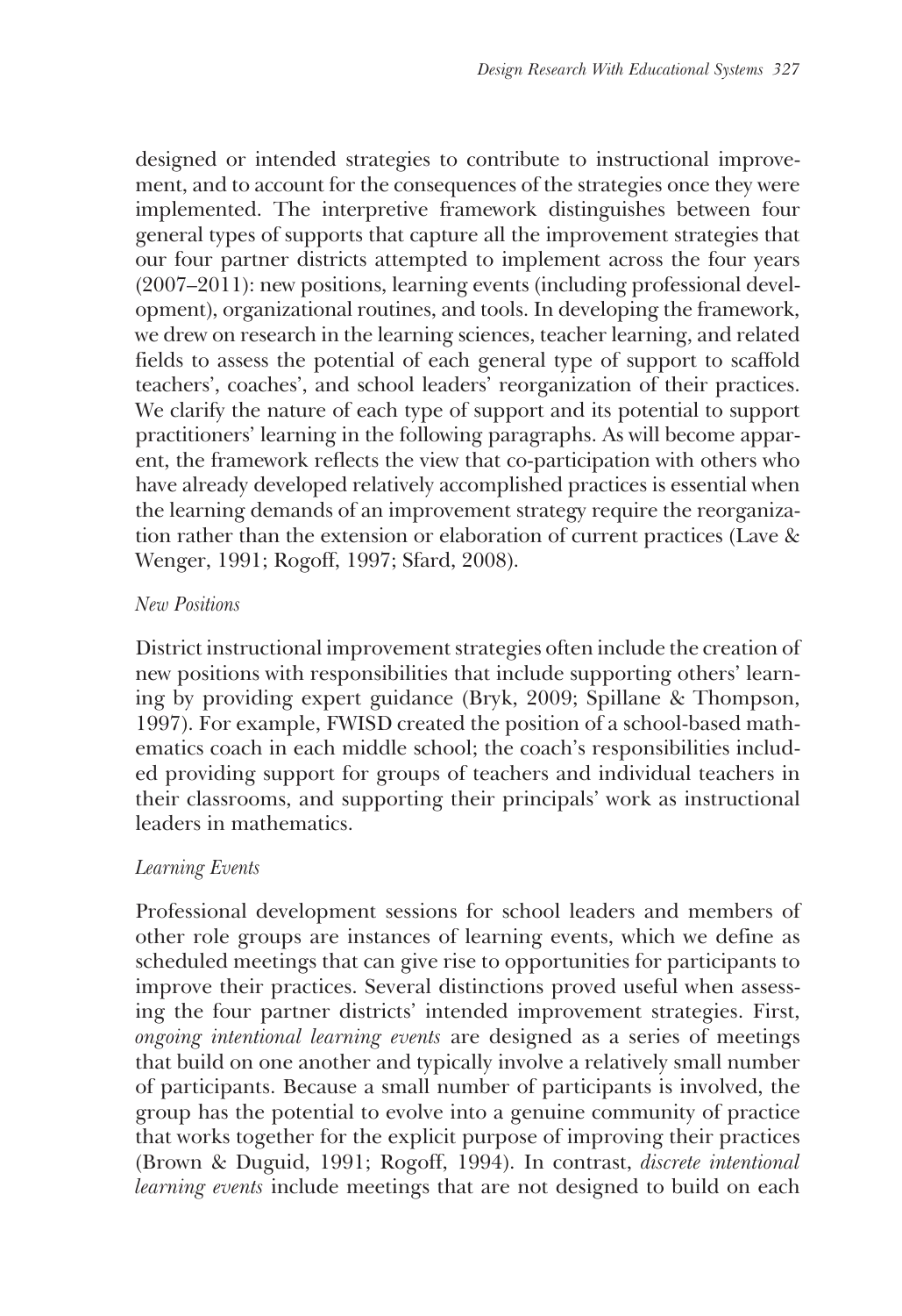designed or intended strategies to contribute to instructional improvement, and to account for the consequences of the strategies once they were implemented. The interpretive framework distinguishes between four general types of supports that capture all the improvement strategies that our four partner districts attempted to implement across the four years (2007–2011): new positions, learning events (including professional development), organizational routines, and tools. In developing the framework, we drew on research in the learning sciences, teacher learning, and related fields to assess the potential of each general type of support to scaffold teachers', coaches', and school leaders' reorganization of their practices. We clarify the nature of each type of support and its potential to support practitioners' learning in the following paragraphs. As will become apparent, the framework reflects the view that co-participation with others who have already developed relatively accomplished practices is essential when the learning demands of an improvement strategy require the reorganization rather than the extension or elaboration of current practices (Lave & Wenger, 1991; Rogoff, 1997; Sfard, 2008).

### *New Positions*

District instructional improvement strategies often include the creation of new positions with responsibilities that include supporting others' learning by providing expert guidance (Bryk, 2009; Spillane & Thompson, 1997). For example, FWISD created the position of a school-based mathematics coach in each middle school; the coach's responsibilities included providing support for groups of teachers and individual teachers in their classrooms, and supporting their principals' work as instructional leaders in mathematics.

### *Learning Events*

Professional development sessions for school leaders and members of other role groups are instances of learning events, which we define as scheduled meetings that can give rise to opportunities for participants to improve their practices. Several distinctions proved useful when assessing the four partner districts' intended improvement strategies. First, *ongoing intentional learning events* are designed as a series of meetings that build on one another and typically involve a relatively small number of participants. Because a small number of participants is involved, the group has the potential to evolve into a genuine community of practice that works together for the explicit purpose of improving their practices (Brown & Duguid, 1991; Rogoff, 1994). In contrast, *discrete intentional learning events* include meetings that are not designed to build on each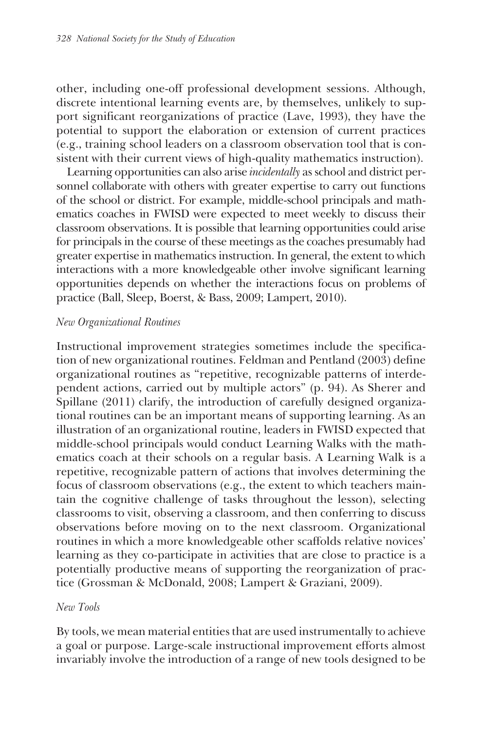other, including one-off professional development sessions. Although, discrete intentional learning events are, by themselves, unlikely to support significant reorganizations of practice (Lave, 1993), they have the potential to support the elaboration or extension of current practices (e.g., training school leaders on a classroom observation tool that is consistent with their current views of high-quality mathematics instruction).

Learning opportunities can also arise *incidentally* as school and district personnel collaborate with others with greater expertise to carry out functions of the school or district. For example, middle-school principals and mathematics coaches in FWISD were expected to meet weekly to discuss their classroom observations. It is possible that learning opportunities could arise for principals in the course of these meetings as the coaches presumably had greater expertise in mathematics instruction. In general, the extent to which interactions with a more knowledgeable other involve significant learning opportunities depends on whether the interactions focus on problems of practice (Ball, Sleep, Boerst, & Bass, 2009; Lampert, 2010).

### *New Organizational Routines*

Instructional improvement strategies sometimes include the specification of new organizational routines. Feldman and Pentland (2003) define organizational routines as "repetitive, recognizable patterns of interdependent actions, carried out by multiple actors" (p. 94). As Sherer and Spillane (2011) clarify, the introduction of carefully designed organizational routines can be an important means of supporting learning. As an illustration of an organizational routine, leaders in FWISD expected that middle-school principals would conduct Learning Walks with the mathematics coach at their schools on a regular basis. A Learning Walk is a repetitive, recognizable pattern of actions that involves determining the focus of classroom observations (e.g., the extent to which teachers maintain the cognitive challenge of tasks throughout the lesson), selecting classrooms to visit, observing a classroom, and then conferring to discuss observations before moving on to the next classroom. Organizational routines in which a more knowledgeable other scaffolds relative novices' learning as they co-participate in activities that are close to practice is a potentially productive means of supporting the reorganization of practice (Grossman & McDonald, 2008; Lampert & Graziani, 2009).

### *New Tools*

By tools, we mean material entities that are used instrumentally to achieve a goal or purpose. Large-scale instructional improvement efforts almost invariably involve the introduction of a range of new tools designed to be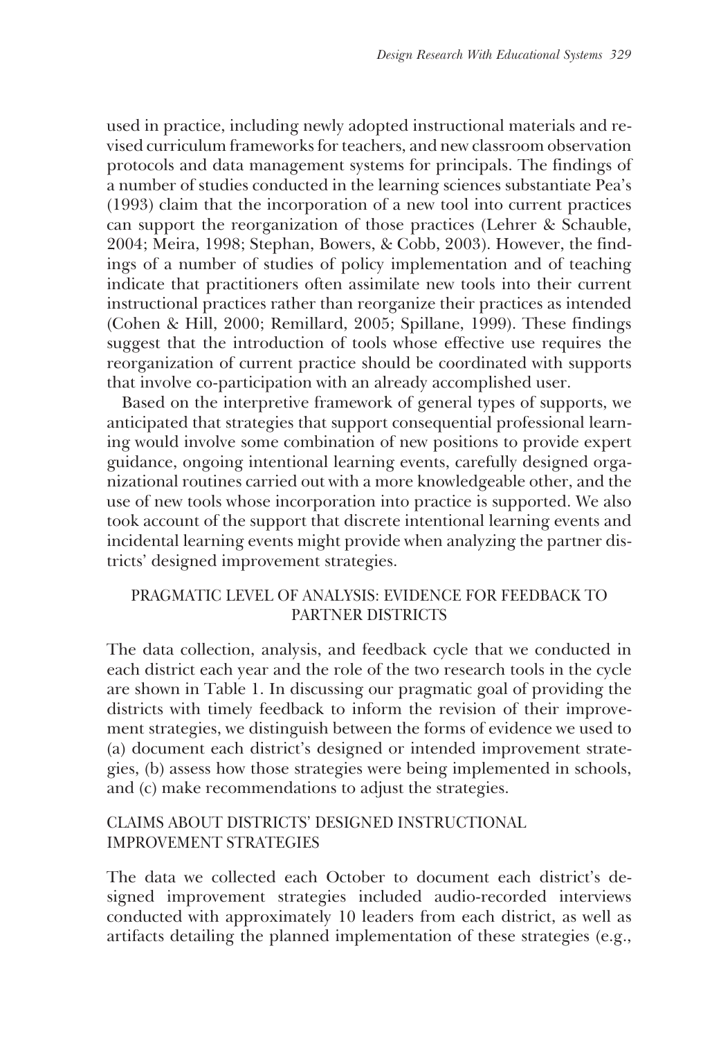used in practice, including newly adopted instructional materials and revised curriculum frameworks for teachers, and new classroom observation protocols and data management systems for principals. The findings of a number of studies conducted in the learning sciences substantiate Pea's (1993) claim that the incorporation of a new tool into current practices can support the reorganization of those practices (Lehrer & Schauble, 2004; Meira, 1998; Stephan, Bowers, & Cobb, 2003). However, the findings of a number of studies of policy implementation and of teaching indicate that practitioners often assimilate new tools into their current instructional practices rather than reorganize their practices as intended (Cohen & Hill, 2000; Remillard, 2005; Spillane, 1999). These findings suggest that the introduction of tools whose effective use requires the reorganization of current practice should be coordinated with supports that involve co-participation with an already accomplished user.

Based on the interpretive framework of general types of supports, we anticipated that strategies that support consequential professional learning would involve some combination of new positions to provide expert guidance, ongoing intentional learning events, carefully designed organizational routines carried out with a more knowledgeable other, and the use of new tools whose incorporation into practice is supported. We also took account of the support that discrete intentional learning events and incidental learning events might provide when analyzing the partner districts' designed improvement strategies.

## PRAGMATIC LEVEL OF ANALYSIS: EVIDENCE FOR FEEDBACK TO PARTNER DISTRICTS

The data collection, analysis, and feedback cycle that we conducted in each district each year and the role of the two research tools in the cycle are shown in Table 1. In discussing our pragmatic goal of providing the districts with timely feedback to inform the revision of their improvement strategies, we distinguish between the forms of evidence we used to (a) document each district's designed or intended improvement strategies, (b) assess how those strategies were being implemented in schools, and (c) make recommendations to adjust the strategies.

## CLAIMS ABOUT DISTRICTS' DESIGNED INSTRUCTIONAL IMPROVEMENT STRATEGIES

The data we collected each October to document each district's designed improvement strategies included audio-recorded interviews conducted with approximately 10 leaders from each district, as well as artifacts detailing the planned implementation of these strategies (e.g.,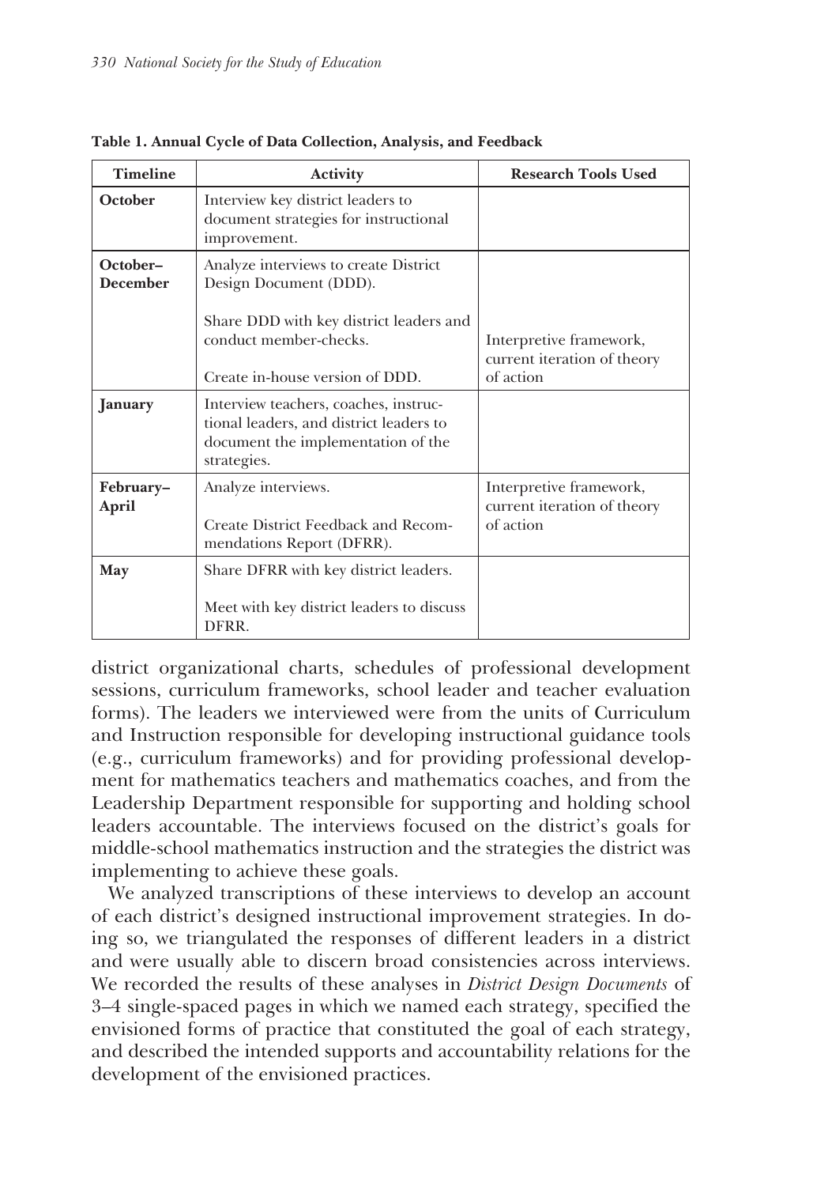**Table 1. Annual Cycle of Data Collection, Analysis, and Feedback**

| Timeline | Activity | Research Tools Used |
|---|---|---|
| **October** | Interview key district leaders to document strategies for instructional improvement. | |
| **October–December** | Analyze interviews to create District Design Document (DDD).<br><br>Share DDD with key district leaders and conduct member-checks.<br><br>Create in-house version of DDD. | Interpretive framework, current iteration of theory of action |
| **January** | Interview teachers, coaches, instructional leaders, and district leaders to document the implementation of the strategies. | |
| **February–April** | Analyze interviews.<br><br>Create District Feedback and Recommendations Report (DFRR). | Interpretive framework, current iteration of theory of action |
| **May** | Share DFRR with key district leaders.<br><br>Meet with key district leaders to discuss DFRR. | |

district organizational charts, schedules of professional development sessions, curriculum frameworks, school leader and teacher evaluation forms). The leaders we interviewed were from the units of Curriculum and Instruction responsible for developing instructional guidance tools (e.g., curriculum frameworks) and for providing professional development for mathematics teachers and mathematics coaches, and from the Leadership Department responsible for supporting and holding school leaders accountable. The interviews focused on the district's goals for middle-school mathematics instruction and the strategies the district was implementing to achieve these goals.

We analyzed transcriptions of these interviews to develop an account of each district's designed instructional improvement strategies. In doing so, we triangulated the responses of different leaders in a district and were usually able to discern broad consistencies across interviews. We recorded the results of these analyses in *District Design Documents* of 3–4 single-spaced pages in which we named each strategy, specified the envisioned forms of practice that constituted the goal of each strategy, and described the intended supports and accountability relations for the development of the envisioned practices.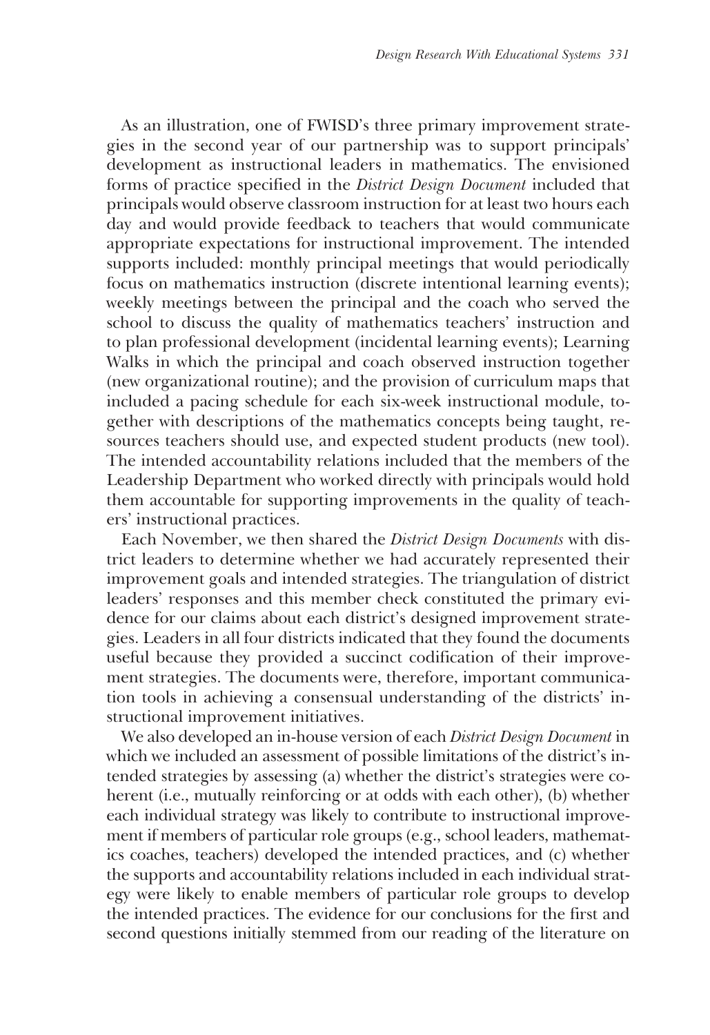As an illustration, one of FWISD's three primary improvement strategies in the second year of our partnership was to support principals' development as instructional leaders in mathematics. The envisioned forms of practice specified in the *District Design Document* included that principals would observe classroom instruction for at least two hours each day and would provide feedback to teachers that would communicate appropriate expectations for instructional improvement. The intended supports included: monthly principal meetings that would periodically focus on mathematics instruction (discrete intentional learning events); weekly meetings between the principal and the coach who served the school to discuss the quality of mathematics teachers' instruction and to plan professional development (incidental learning events); Learning Walks in which the principal and coach observed instruction together (new organizational routine); and the provision of curriculum maps that included a pacing schedule for each six-week instructional module, together with descriptions of the mathematics concepts being taught, resources teachers should use, and expected student products (new tool). The intended accountability relations included that the members of the Leadership Department who worked directly with principals would hold them accountable for supporting improvements in the quality of teachers' instructional practices.

Each November, we then shared the *District Design Documents* with district leaders to determine whether we had accurately represented their improvement goals and intended strategies. The triangulation of district leaders' responses and this member check constituted the primary evidence for our claims about each district's designed improvement strategies. Leaders in all four districts indicated that they found the documents useful because they provided a succinct codification of their improvement strategies. The documents were, therefore, important communication tools in achieving a consensual understanding of the districts' instructional improvement initiatives.

We also developed an in-house version of each *District Design Document* in which we included an assessment of possible limitations of the district's intended strategies by assessing (a) whether the district's strategies were coherent (i.e., mutually reinforcing or at odds with each other), (b) whether each individual strategy was likely to contribute to instructional improvement if members of particular role groups (e.g., school leaders, mathematics coaches, teachers) developed the intended practices, and (c) whether the supports and accountability relations included in each individual strategy were likely to enable members of particular role groups to develop the intended practices. The evidence for our conclusions for the first and second questions initially stemmed from our reading of the literature on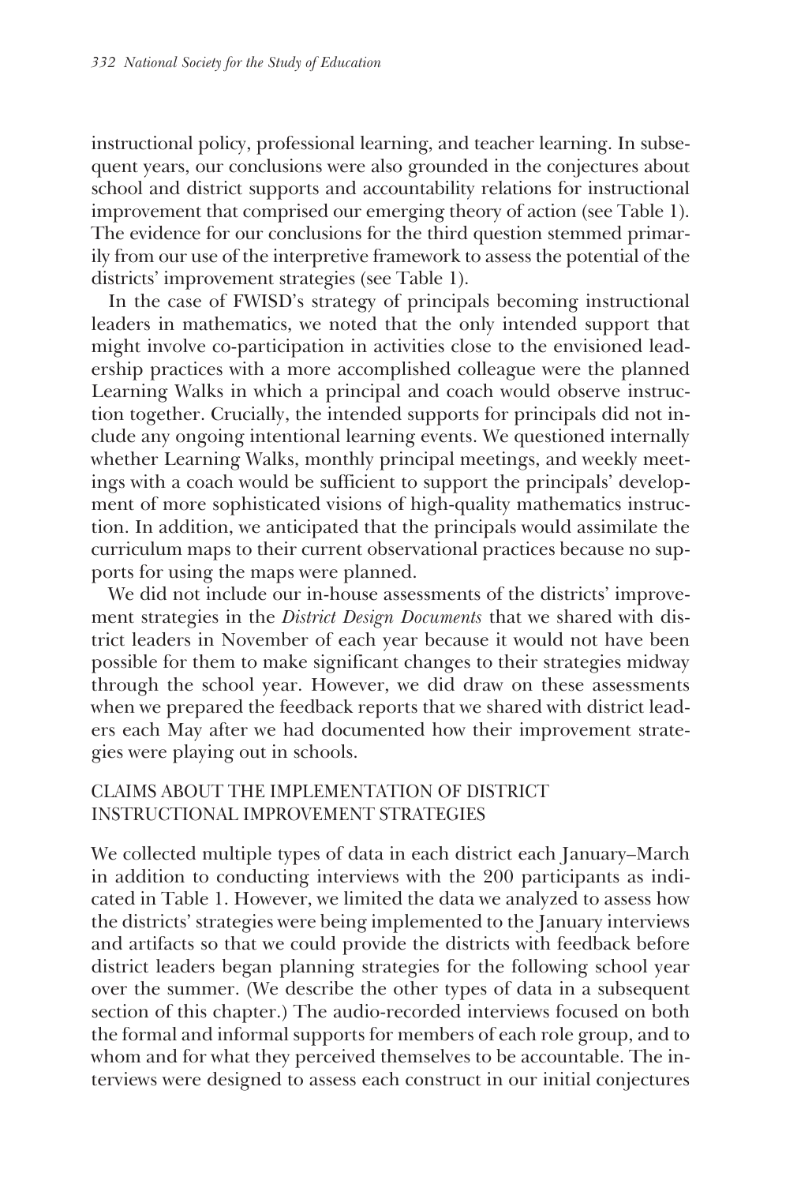instructional policy, professional learning, and teacher learning. In subsequent years, our conclusions were also grounded in the conjectures about school and district supports and accountability relations for instructional improvement that comprised our emerging theory of action (see Table 1). The evidence for our conclusions for the third question stemmed primarily from our use of the interpretive framework to assess the potential of the districts' improvement strategies (see Table 1).

In the case of FWISD's strategy of principals becoming instructional leaders in mathematics, we noted that the only intended support that might involve co-participation in activities close to the envisioned leadership practices with a more accomplished colleague were the planned Learning Walks in which a principal and coach would observe instruction together. Crucially, the intended supports for principals did not include any ongoing intentional learning events. We questioned internally whether Learning Walks, monthly principal meetings, and weekly meetings with a coach would be sufficient to support the principals' development of more sophisticated visions of high-quality mathematics instruction. In addition, we anticipated that the principals would assimilate the curriculum maps to their current observational practices because no supports for using the maps were planned.

We did not include our in-house assessments of the districts' improvement strategies in the *District Design Documents* that we shared with district leaders in November of each year because it would not have been possible for them to make significant changes to their strategies midway through the school year. However, we did draw on these assessments when we prepared the feedback reports that we shared with district leaders each May after we had documented how their improvement strategies were playing out in schools.

## CLAIMS ABOUT THE IMPLEMENTATION OF DISTRICT INSTRUCTIONAL IMPROVEMENT STRATEGIES

We collected multiple types of data in each district each January–March in addition to conducting interviews with the 200 participants as indicated in Table 1. However, we limited the data we analyzed to assess how the districts' strategies were being implemented to the January interviews and artifacts so that we could provide the districts with feedback before district leaders began planning strategies for the following school year over the summer. (We describe the other types of data in a subsequent section of this chapter.) The audio-recorded interviews focused on both the formal and informal supports for members of each role group, and to whom and for what they perceived themselves to be accountable. The interviews were designed to assess each construct in our initial conjectures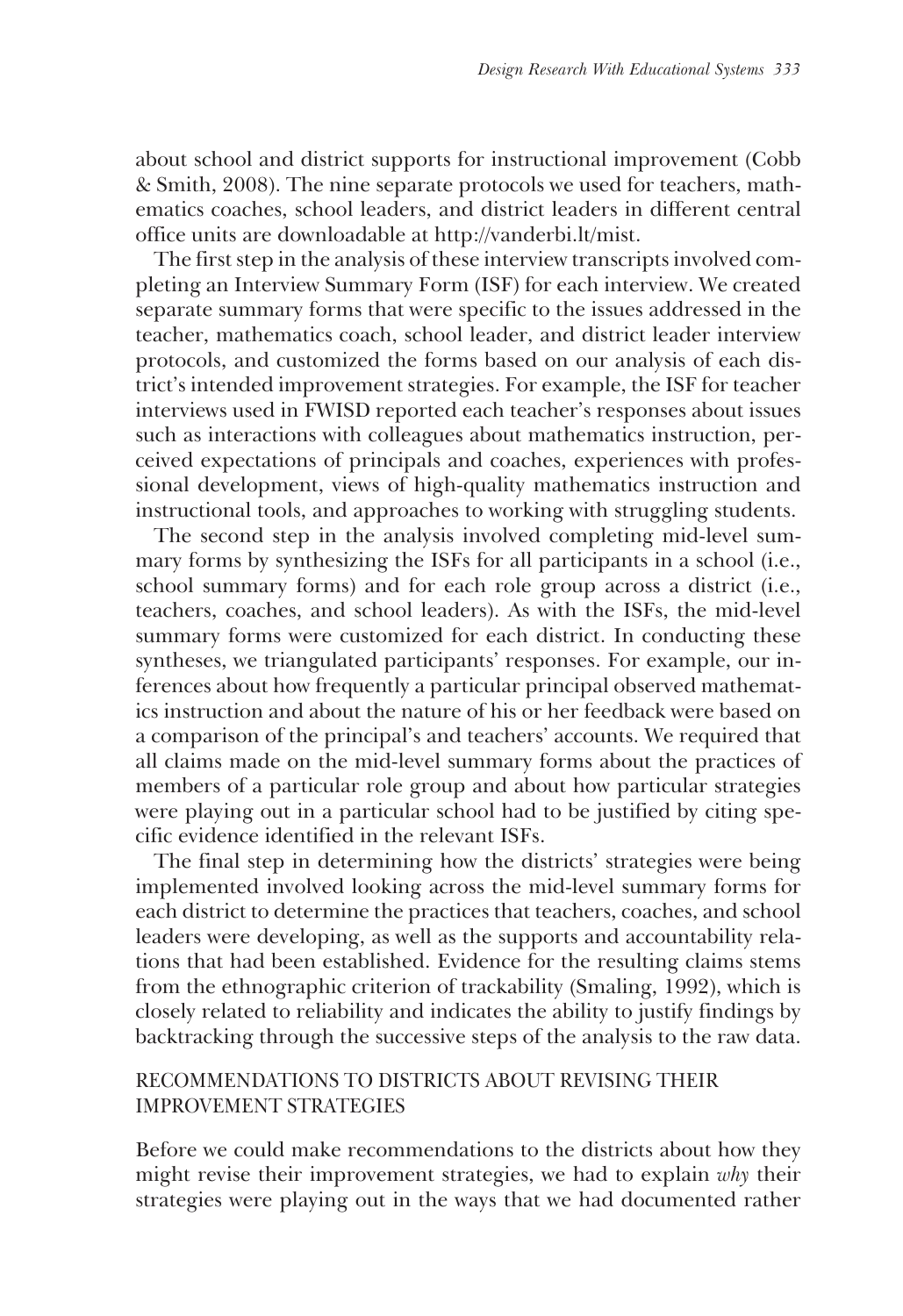about school and district supports for instructional improvement (Cobb & Smith, 2008). The nine separate protocols we used for teachers, mathematics coaches, school leaders, and district leaders in different central office units are downloadable at http://vanderbi.lt/mist.

The first step in the analysis of these interview transcripts involved completing an Interview Summary Form (ISF) for each interview. We created separate summary forms that were specific to the issues addressed in the teacher, mathematics coach, school leader, and district leader interview protocols, and customized the forms based on our analysis of each district's intended improvement strategies. For example, the ISF for teacher interviews used in FWISD reported each teacher's responses about issues such as interactions with colleagues about mathematics instruction, perceived expectations of principals and coaches, experiences with professional development, views of high-quality mathematics instruction and instructional tools, and approaches to working with struggling students.

The second step in the analysis involved completing mid-level summary forms by synthesizing the ISFs for all participants in a school (i.e., school summary forms) and for each role group across a district (i.e., teachers, coaches, and school leaders). As with the ISFs, the mid-level summary forms were customized for each district. In conducting these syntheses, we triangulated participants' responses. For example, our inferences about how frequently a particular principal observed mathematics instruction and about the nature of his or her feedback were based on a comparison of the principal's and teachers' accounts. We required that all claims made on the mid-level summary forms about the practices of members of a particular role group and about how particular strategies were playing out in a particular school had to be justified by citing specific evidence identified in the relevant ISFs.

The final step in determining how the districts' strategies were being implemented involved looking across the mid-level summary forms for each district to determine the practices that teachers, coaches, and school leaders were developing, as well as the supports and accountability relations that had been established. Evidence for the resulting claims stems from the ethnographic criterion of trackability (Smaling, 1992), which is closely related to reliability and indicates the ability to justify findings by backtracking through the successive steps of the analysis to the raw data.

### RECOMMENDATIONS TO DISTRICTS ABOUT REVISING THEIR IMPROVEMENT STRATEGIES

Before we could make recommendations to the districts about how they might revise their improvement strategies, we had to explain *why* their strategies were playing out in the ways that we had documented rather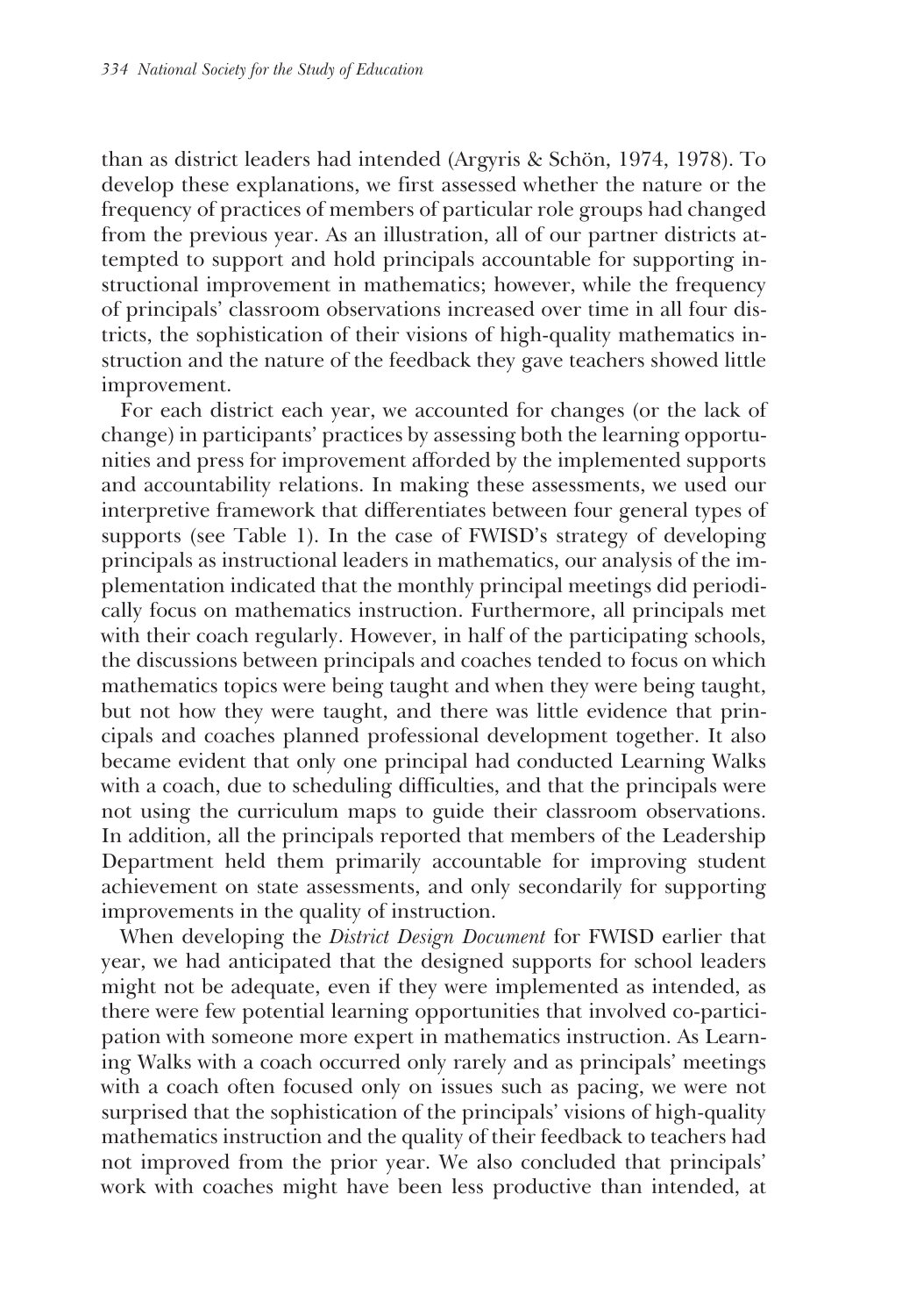than as district leaders had intended (Argyris & Schön, 1974, 1978). To develop these explanations, we first assessed whether the nature or the frequency of practices of members of particular role groups had changed from the previous year. As an illustration, all of our partner districts attempted to support and hold principals accountable for supporting instructional improvement in mathematics; however, while the frequency of principals' classroom observations increased over time in all four districts, the sophistication of their visions of high-quality mathematics instruction and the nature of the feedback they gave teachers showed little improvement.

For each district each year, we accounted for changes (or the lack of change) in participants' practices by assessing both the learning opportunities and press for improvement afforded by the implemented supports and accountability relations. In making these assessments, we used our interpretive framework that differentiates between four general types of supports (see Table 1). In the case of FWISD's strategy of developing principals as instructional leaders in mathematics, our analysis of the implementation indicated that the monthly principal meetings did periodically focus on mathematics instruction. Furthermore, all principals met with their coach regularly. However, in half of the participating schools, the discussions between principals and coaches tended to focus on which mathematics topics were being taught and when they were being taught, but not how they were taught, and there was little evidence that principals and coaches planned professional development together. It also became evident that only one principal had conducted Learning Walks with a coach, due to scheduling difficulties, and that the principals were not using the curriculum maps to guide their classroom observations. In addition, all the principals reported that members of the Leadership Department held them primarily accountable for improving student achievement on state assessments, and only secondarily for supporting improvements in the quality of instruction.

When developing the *District Design Document* for FWISD earlier that year, we had anticipated that the designed supports for school leaders might not be adequate, even if they were implemented as intended, as there were few potential learning opportunities that involved co-participation with someone more expert in mathematics instruction. As Learning Walks with a coach occurred only rarely and as principals' meetings with a coach often focused only on issues such as pacing, we were not surprised that the sophistication of the principals' visions of high-quality mathematics instruction and the quality of their feedback to teachers had not improved from the prior year. We also concluded that principals' work with coaches might have been less productive than intended, at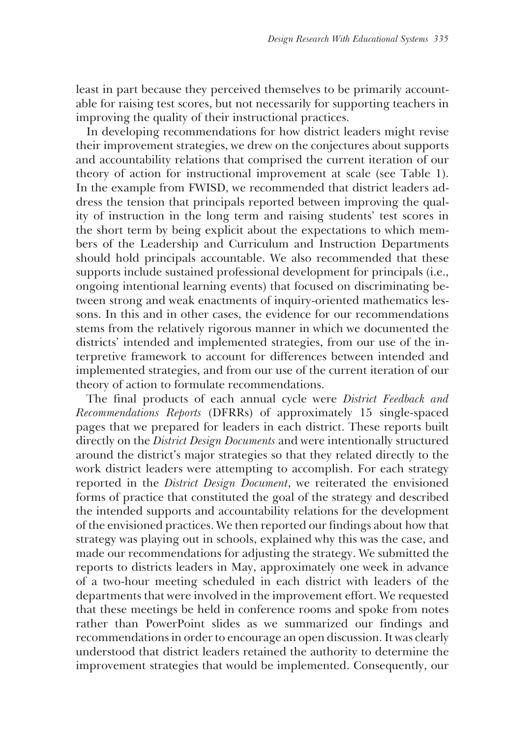least in part because they perceived themselves to be primarily accountable for raising test scores, but not necessarily for supporting teachers in improving the quality of their instructional practices.

In developing recommendations for how district leaders might revise their improvement strategies, we drew on the conjectures about supports and accountability relations that comprised the current iteration of our theory of action for instructional improvement at scale (see Table 1). In the example from FWISD, we recommended that district leaders address the tension that principals reported between improving the quality of instruction in the long term and raising students' test scores in the short term by being explicit about the expectations to which members of the Leadership and Curriculum and Instruction Departments should hold principals accountable. We also recommended that these supports include sustained professional development for principals (i.e., ongoing intentional learning events) that focused on discriminating between strong and weak enactments of inquiry-oriented mathematics lessons. In this and in other cases, the evidence for our recommendations stems from the relatively rigorous manner in which we documented the districts' intended and implemented strategies, from our use of the interpretive framework to account for differences between intended and implemented strategies, and from our use of the current iteration of our theory of action to formulate recommendations.

The final products of each annual cycle were *District Feedback and Recommendations Reports* (DFRRs) of approximately 15 single-spaced pages that we prepared for leaders in each district. These reports built directly on the *District Design Documents* and were intentionally structured around the district's major strategies so that they related directly to the work district leaders were attempting to accomplish. For each strategy reported in the *District Design Document*, we reiterated the envisioned forms of practice that constituted the goal of the strategy and described the intended supports and accountability relations for the development of the envisioned practices. We then reported our findings about how that strategy was playing out in schools, explained why this was the case, and made our recommendations for adjusting the strategy. We submitted the reports to districts leaders in May, approximately one week in advance of a two-hour meeting scheduled in each district with leaders of the departments that were involved in the improvement effort. We requested that these meetings be held in conference rooms and spoke from notes rather than PowerPoint slides as we summarized our findings and recommendations in order to encourage an open discussion. It was clearly understood that district leaders retained the authority to determine the improvement strategies that would be implemented. Consequently, our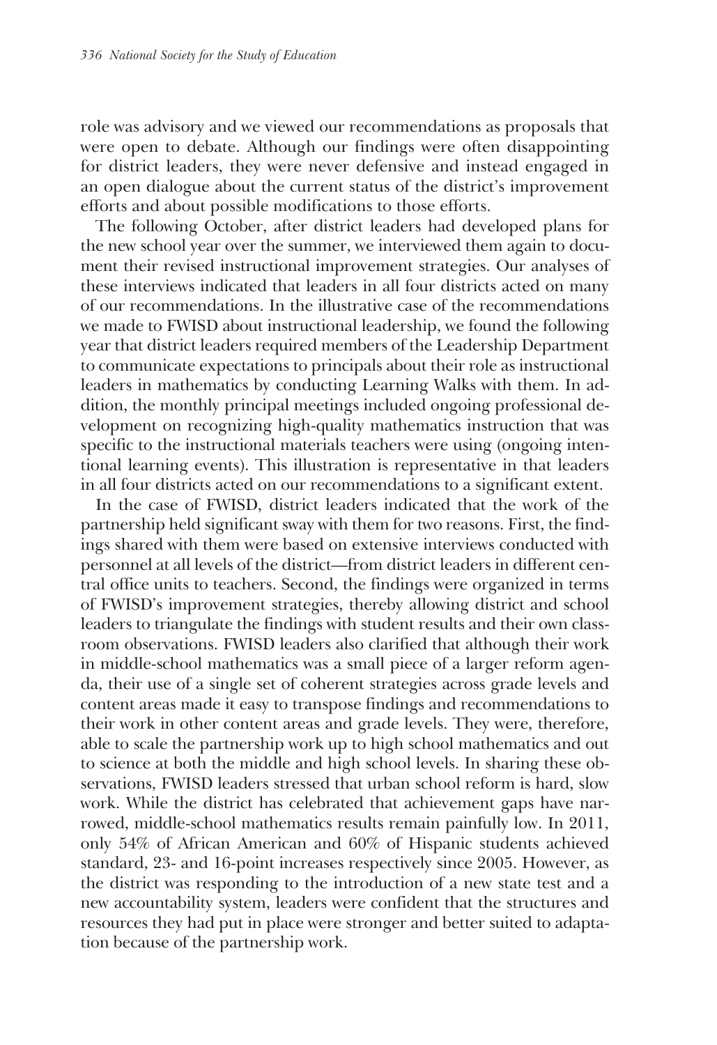role was advisory and we viewed our recommendations as proposals that were open to debate. Although our findings were often disappointing for district leaders, they were never defensive and instead engaged in an open dialogue about the current status of the district's improvement efforts and about possible modifications to those efforts.

The following October, after district leaders had developed plans for the new school year over the summer, we interviewed them again to document their revised instructional improvement strategies. Our analyses of these interviews indicated that leaders in all four districts acted on many of our recommendations. In the illustrative case of the recommendations we made to FWISD about instructional leadership, we found the following year that district leaders required members of the Leadership Department to communicate expectations to principals about their role as instructional leaders in mathematics by conducting Learning Walks with them. In addition, the monthly principal meetings included ongoing professional development on recognizing high-quality mathematics instruction that was specific to the instructional materials teachers were using (ongoing intentional learning events). This illustration is representative in that leaders in all four districts acted on our recommendations to a significant extent.

In the case of FWISD, district leaders indicated that the work of the partnership held significant sway with them for two reasons. First, the findings shared with them were based on extensive interviews conducted with personnel at all levels of the district—from district leaders in different central office units to teachers. Second, the findings were organized in terms of FWISD's improvement strategies, thereby allowing district and school leaders to triangulate the findings with student results and their own classroom observations. FWISD leaders also clarified that although their work in middle-school mathematics was a small piece of a larger reform agenda, their use of a single set of coherent strategies across grade levels and content areas made it easy to transpose findings and recommendations to their work in other content areas and grade levels. They were, therefore, able to scale the partnership work up to high school mathematics and out to science at both the middle and high school levels. In sharing these observations, FWISD leaders stressed that urban school reform is hard, slow work. While the district has celebrated that achievement gaps have narrowed, middle-school mathematics results remain painfully low. In 2011, only 54% of African American and 60% of Hispanic students achieved standard, 23- and 16-point increases respectively since 2005. However, as the district was responding to the introduction of a new state test and a new accountability system, leaders were confident that the structures and resources they had put in place were stronger and better suited to adaptation because of the partnership work.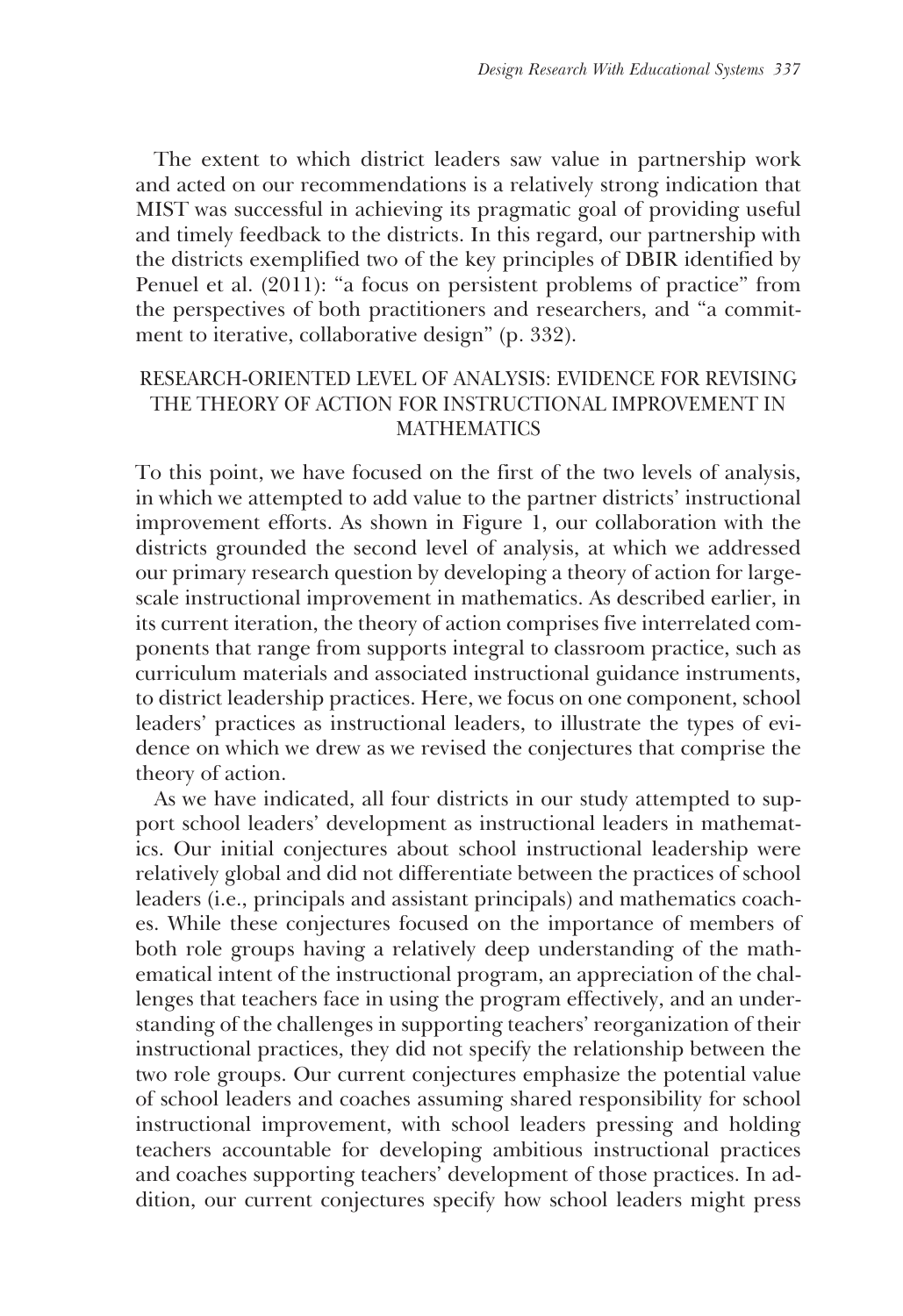The extent to which district leaders saw value in partnership work and acted on our recommendations is a relatively strong indication that MIST was successful in achieving its pragmatic goal of providing useful and timely feedback to the districts. In this regard, our partnership with the districts exemplified two of the key principles of DBIR identified by Penuel et al. (2011): "a focus on persistent problems of practice" from the perspectives of both practitioners and researchers, and "a commitment to iterative, collaborative design" (p. 332).

## RESEARCH-ORIENTED LEVEL OF ANALYSIS: EVIDENCE FOR REVISING THE THEORY OF ACTION FOR INSTRUCTIONAL IMPROVEMENT IN MATHEMATICS

To this point, we have focused on the first of the two levels of analysis, in which we attempted to add value to the partner districts' instructional improvement efforts. As shown in Figure 1, our collaboration with the districts grounded the second level of analysis, at which we addressed our primary research question by developing a theory of action for large-scale instructional improvement in mathematics. As described earlier, in its current iteration, the theory of action comprises five interrelated components that range from supports integral to classroom practice, such as curriculum materials and associated instructional guidance instruments, to district leadership practices. Here, we focus on one component, school leaders' practices as instructional leaders, to illustrate the types of evidence on which we drew as we revised the conjectures that comprise the theory of action.

As we have indicated, all four districts in our study attempted to support school leaders' development as instructional leaders in mathematics. Our initial conjectures about school instructional leadership were relatively global and did not differentiate between the practices of school leaders (i.e., principals and assistant principals) and mathematics coaches. While these conjectures focused on the importance of members of both role groups having a relatively deep understanding of the mathematical intent of the instructional program, an appreciation of the challenges that teachers face in using the program effectively, and an understanding of the challenges in supporting teachers' reorganization of their instructional practices, they did not specify the relationship between the two role groups. Our current conjectures emphasize the potential value of school leaders and coaches assuming shared responsibility for school instructional improvement, with school leaders pressing and holding teachers accountable for developing ambitious instructional practices and coaches supporting teachers' development of those practices. In addition, our current conjectures specify how school leaders might press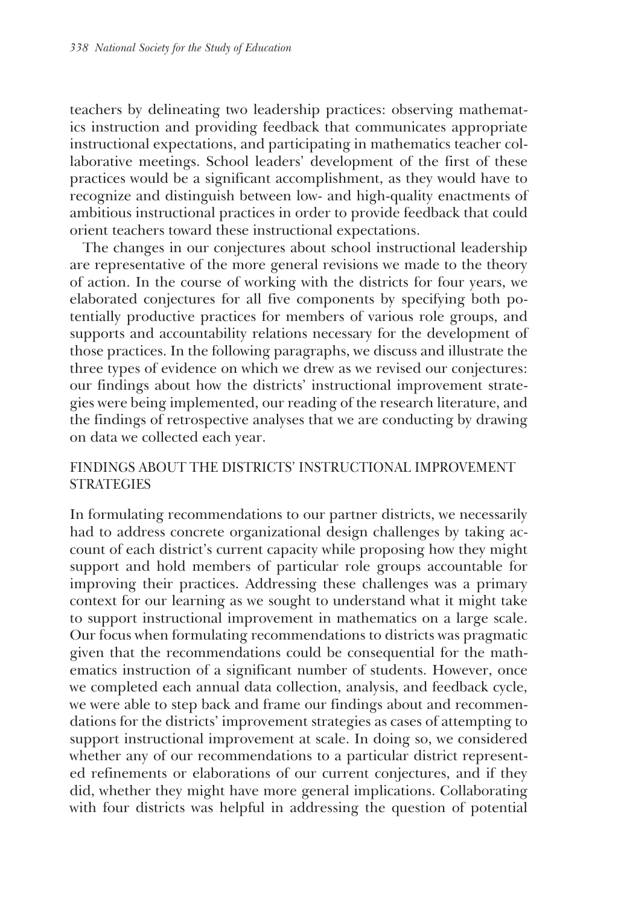teachers by delineating two leadership practices: observing mathematics instruction and providing feedback that communicates appropriate instructional expectations, and participating in mathematics teacher collaborative meetings. School leaders' development of the first of these practices would be a significant accomplishment, as they would have to recognize and distinguish between low- and high-quality enactments of ambitious instructional practices in order to provide feedback that could orient teachers toward these instructional expectations.

The changes in our conjectures about school instructional leadership are representative of the more general revisions we made to the theory of action. In the course of working with the districts for four years, we elaborated conjectures for all five components by specifying both potentially productive practices for members of various role groups, and supports and accountability relations necessary for the development of those practices. In the following paragraphs, we discuss and illustrate the three types of evidence on which we drew as we revised our conjectures: our findings about how the districts' instructional improvement strategies were being implemented, our reading of the research literature, and the findings of retrospective analyses that we are conducting by drawing on data we collected each year.

## FINDINGS ABOUT THE DISTRICTS' INSTRUCTIONAL IMPROVEMENT STRATEGIES

In formulating recommendations to our partner districts, we necessarily had to address concrete organizational design challenges by taking account of each district's current capacity while proposing how they might support and hold members of particular role groups accountable for improving their practices. Addressing these challenges was a primary context for our learning as we sought to understand what it might take to support instructional improvement in mathematics on a large scale. Our focus when formulating recommendations to districts was pragmatic given that the recommendations could be consequential for the mathematics instruction of a significant number of students. However, once we completed each annual data collection, analysis, and feedback cycle, we were able to step back and frame our findings about and recommendations for the districts' improvement strategies as cases of attempting to support instructional improvement at scale. In doing so, we considered whether any of our recommendations to a particular district represented refinements or elaborations of our current conjectures, and if they did, whether they might have more general implications. Collaborating with four districts was helpful in addressing the question of potential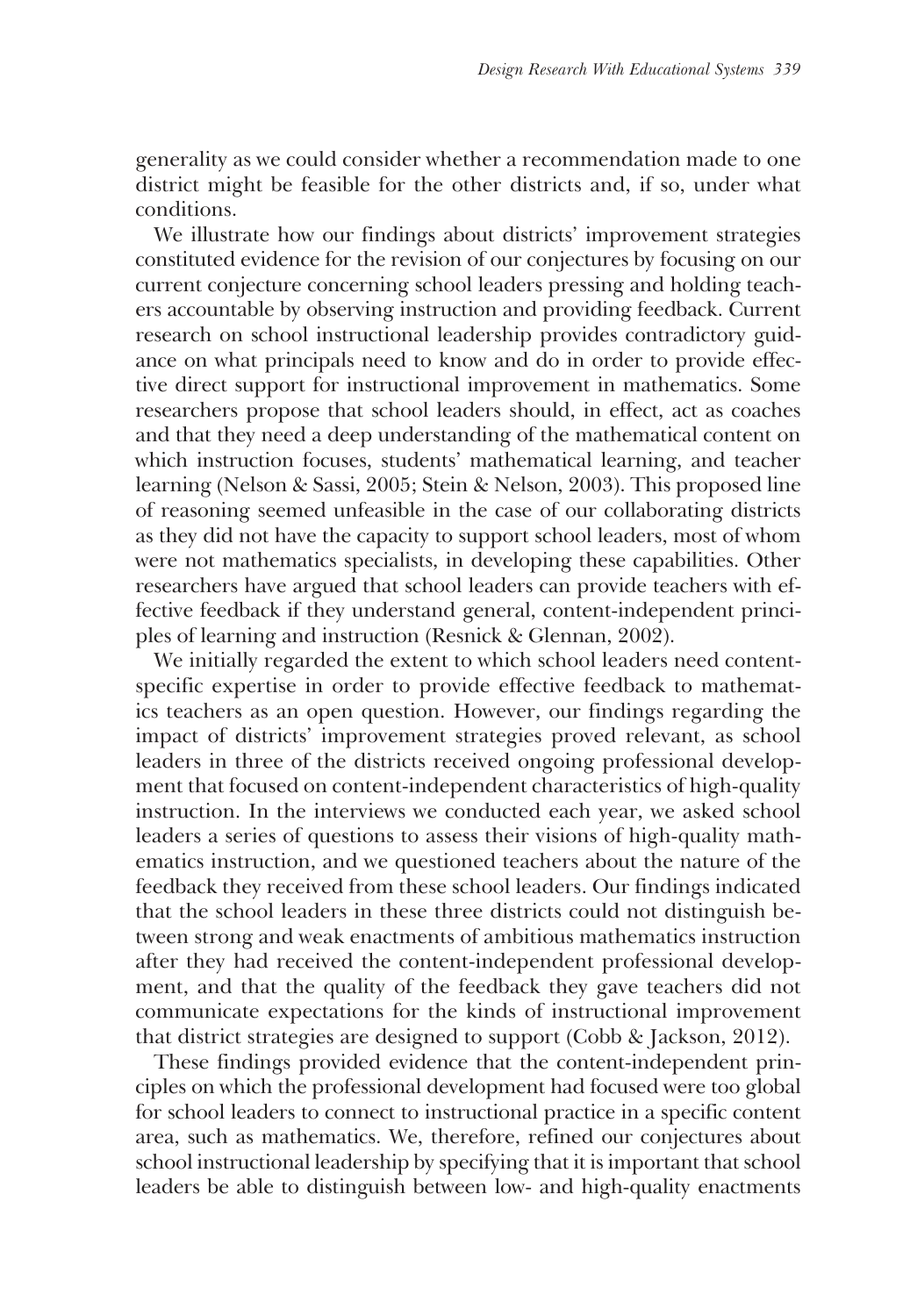generality as we could consider whether a recommendation made to one district might be feasible for the other districts and, if so, under what conditions.

We illustrate how our findings about districts' improvement strategies constituted evidence for the revision of our conjectures by focusing on our current conjecture concerning school leaders pressing and holding teachers accountable by observing instruction and providing feedback. Current research on school instructional leadership provides contradictory guidance on what principals need to know and do in order to provide effective direct support for instructional improvement in mathematics. Some researchers propose that school leaders should, in effect, act as coaches and that they need a deep understanding of the mathematical content on which instruction focuses, students' mathematical learning, and teacher learning (Nelson & Sassi, 2005; Stein & Nelson, 2003). This proposed line of reasoning seemed unfeasible in the case of our collaborating districts as they did not have the capacity to support school leaders, most of whom were not mathematics specialists, in developing these capabilities. Other researchers have argued that school leaders can provide teachers with effective feedback if they understand general, content-independent principles of learning and instruction (Resnick & Glennan, 2002).

We initially regarded the extent to which school leaders need content-specific expertise in order to provide effective feedback to mathematics teachers as an open question. However, our findings regarding the impact of districts' improvement strategies proved relevant, as school leaders in three of the districts received ongoing professional development that focused on content-independent characteristics of high-quality instruction. In the interviews we conducted each year, we asked school leaders a series of questions to assess their visions of high-quality mathematics instruction, and we questioned teachers about the nature of the feedback they received from these school leaders. Our findings indicated that the school leaders in these three districts could not distinguish between strong and weak enactments of ambitious mathematics instruction after they had received the content-independent professional development, and that the quality of the feedback they gave teachers did not communicate expectations for the kinds of instructional improvement that district strategies are designed to support (Cobb & Jackson, 2012).

These findings provided evidence that the content-independent principles on which the professional development had focused were too global for school leaders to connect to instructional practice in a specific content area, such as mathematics. We, therefore, refined our conjectures about school instructional leadership by specifying that it is important that school leaders be able to distinguish between low- and high-quality enactments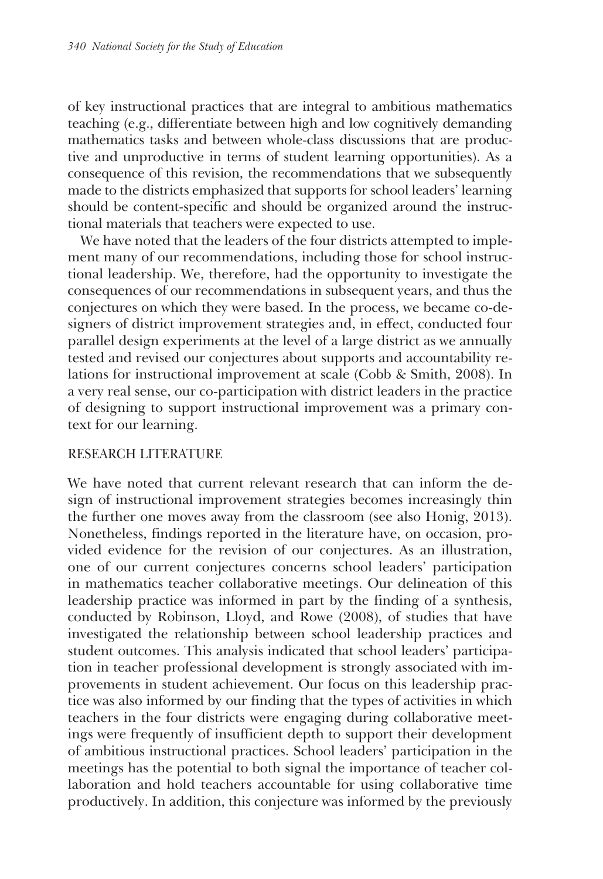of key instructional practices that are integral to ambitious mathematics teaching (e.g., differentiate between high and low cognitively demanding mathematics tasks and between whole-class discussions that are productive and unproductive in terms of student learning opportunities). As a consequence of this revision, the recommendations that we subsequently made to the districts emphasized that supports for school leaders' learning should be content-specific and should be organized around the instructional materials that teachers were expected to use.

We have noted that the leaders of the four districts attempted to implement many of our recommendations, including those for school instructional leadership. We, therefore, had the opportunity to investigate the consequences of our recommendations in subsequent years, and thus the conjectures on which they were based. In the process, we became co-designers of district improvement strategies and, in effect, conducted four parallel design experiments at the level of a large district as we annually tested and revised our conjectures about supports and accountability relations for instructional improvement at scale (Cobb & Smith, 2008). In a very real sense, our co-participation with district leaders in the practice of designing to support instructional improvement was a primary context for our learning.

## RESEARCH LITERATURE

We have noted that current relevant research that can inform the design of instructional improvement strategies becomes increasingly thin the further one moves away from the classroom (see also Honig, 2013). Nonetheless, findings reported in the literature have, on occasion, provided evidence for the revision of our conjectures. As an illustration, one of our current conjectures concerns school leaders' participation in mathematics teacher collaborative meetings. Our delineation of this leadership practice was informed in part by the finding of a synthesis, conducted by Robinson, Lloyd, and Rowe (2008), of studies that have investigated the relationship between school leadership practices and student outcomes. This analysis indicated that school leaders' participation in teacher professional development is strongly associated with improvements in student achievement. Our focus on this leadership practice was also informed by our finding that the types of activities in which teachers in the four districts were engaging during collaborative meetings were frequently of insufficient depth to support their development of ambitious instructional practices. School leaders' participation in the meetings has the potential to both signal the importance of teacher collaboration and hold teachers accountable for using collaborative time productively. In addition, this conjecture was informed by the previously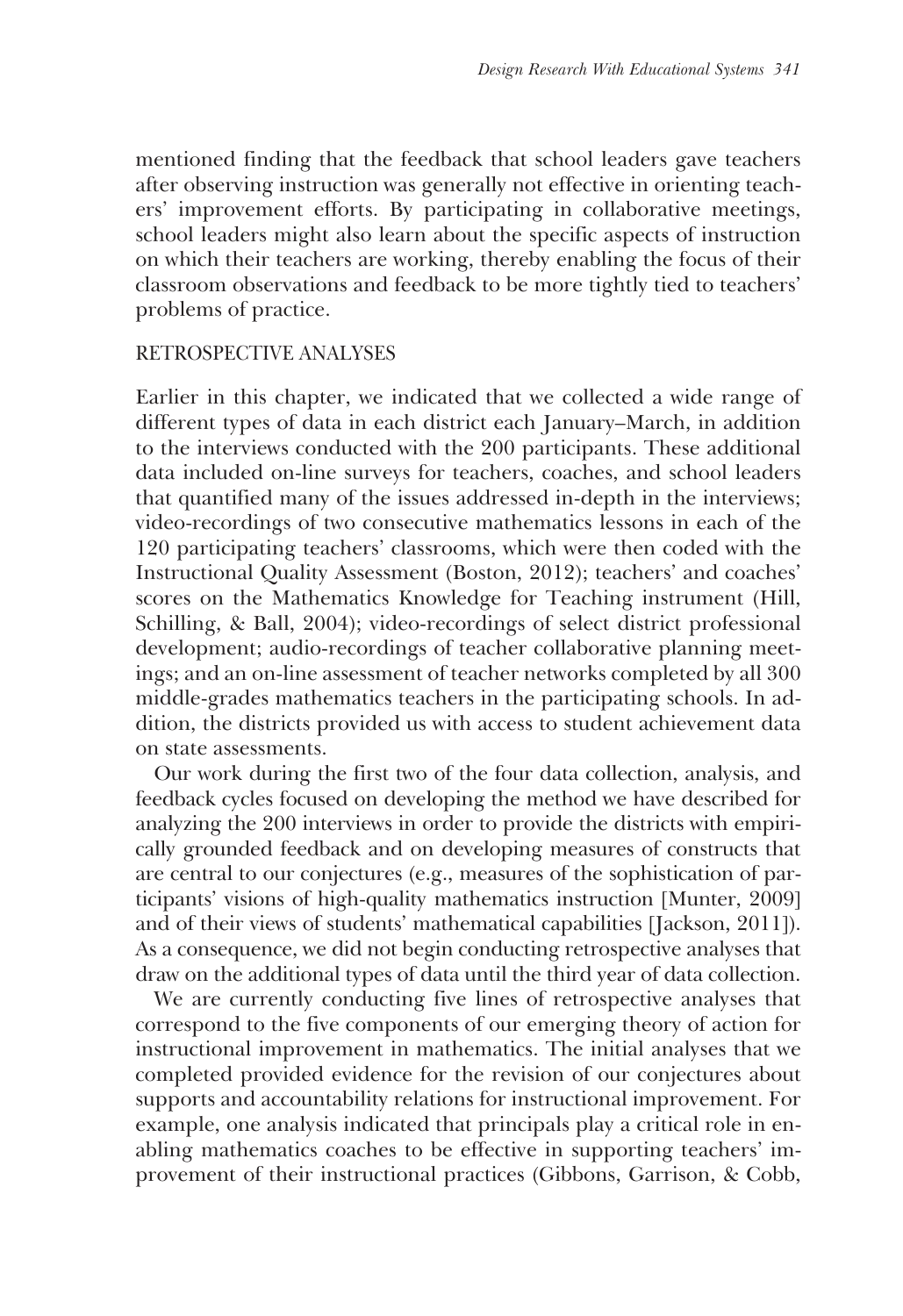mentioned finding that the feedback that school leaders gave teachers after observing instruction was generally not effective in orienting teachers' improvement efforts. By participating in collaborative meetings, school leaders might also learn about the specific aspects of instruction on which their teachers are working, thereby enabling the focus of their classroom observations and feedback to be more tightly tied to teachers' problems of practice.

## RETROSPECTIVE ANALYSES

Earlier in this chapter, we indicated that we collected a wide range of different types of data in each district each January–March, in addition to the interviews conducted with the 200 participants. These additional data included on-line surveys for teachers, coaches, and school leaders that quantified many of the issues addressed in-depth in the interviews; video-recordings of two consecutive mathematics lessons in each of the 120 participating teachers' classrooms, which were then coded with the Instructional Quality Assessment (Boston, 2012); teachers' and coaches' scores on the Mathematics Knowledge for Teaching instrument (Hill, Schilling, & Ball, 2004); video-recordings of select district professional development; audio-recordings of teacher collaborative planning meetings; and an on-line assessment of teacher networks completed by all 300 middle-grades mathematics teachers in the participating schools. In addition, the districts provided us with access to student achievement data on state assessments.

Our work during the first two of the four data collection, analysis, and feedback cycles focused on developing the method we have described for analyzing the 200 interviews in order to provide the districts with empirically grounded feedback and on developing measures of constructs that are central to our conjectures (e.g., measures of the sophistication of participants' visions of high-quality mathematics instruction [Munter, 2009] and of their views of students' mathematical capabilities [Jackson, 2011]). As a consequence, we did not begin conducting retrospective analyses that draw on the additional types of data until the third year of data collection.

We are currently conducting five lines of retrospective analyses that correspond to the five components of our emerging theory of action for instructional improvement in mathematics. The initial analyses that we completed provided evidence for the revision of our conjectures about supports and accountability relations for instructional improvement. For example, one analysis indicated that principals play a critical role in enabling mathematics coaches to be effective in supporting teachers' improvement of their instructional practices (Gibbons, Garrison, & Cobb,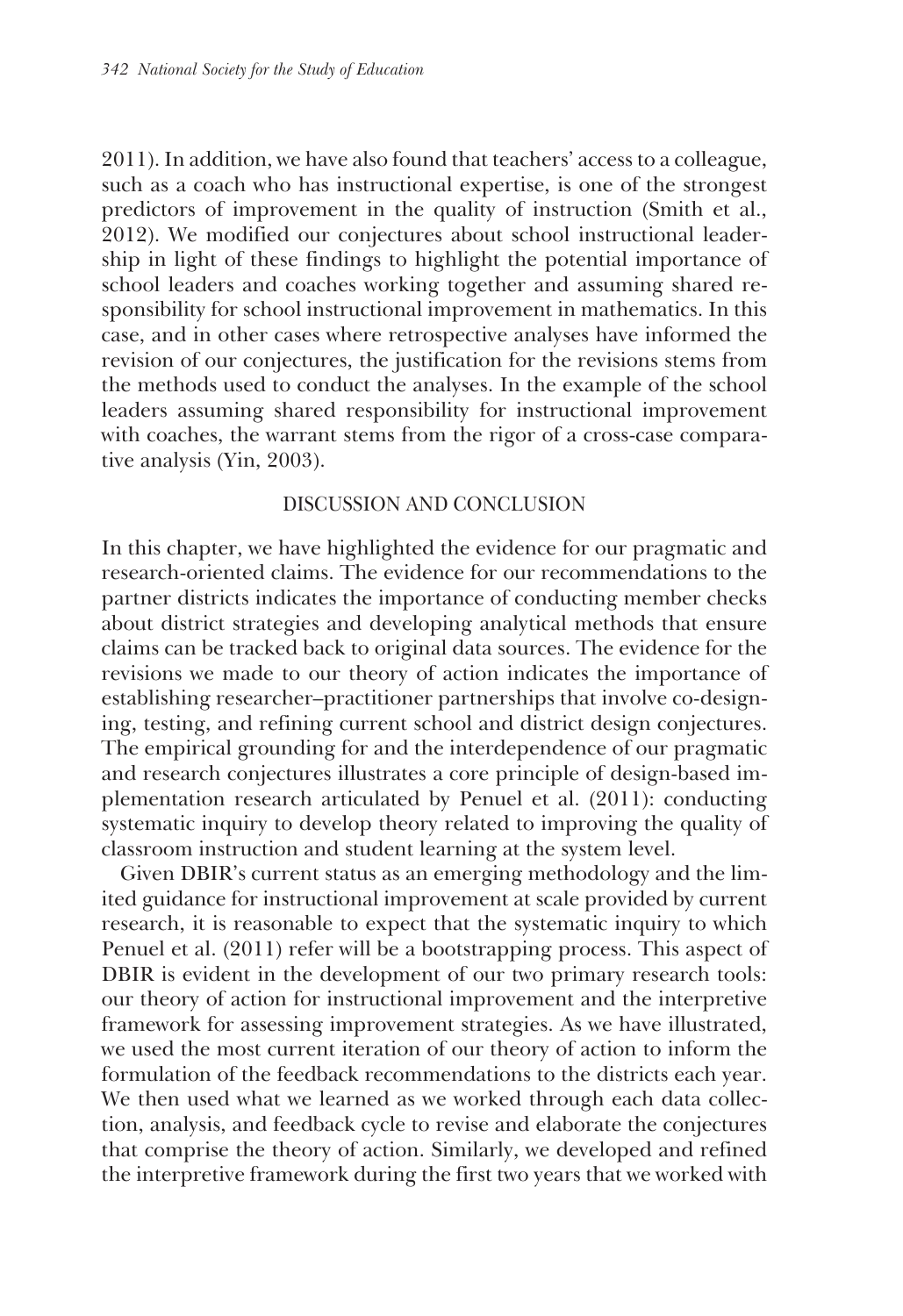2011). In addition, we have also found that teachers' access to a colleague, such as a coach who has instructional expertise, is one of the strongest predictors of improvement in the quality of instruction (Smith et al., 2012). We modified our conjectures about school instructional leadership in light of these findings to highlight the potential importance of school leaders and coaches working together and assuming shared responsibility for school instructional improvement in mathematics. In this case, and in other cases where retrospective analyses have informed the revision of our conjectures, the justification for the revisions stems from the methods used to conduct the analyses. In the example of the school leaders assuming shared responsibility for instructional improvement with coaches, the warrant stems from the rigor of a cross-case comparative analysis (Yin, 2003).

## DISCUSSION AND CONCLUSION

In this chapter, we have highlighted the evidence for our pragmatic and research-oriented claims. The evidence for our recommendations to the partner districts indicates the importance of conducting member checks about district strategies and developing analytical methods that ensure claims can be tracked back to original data sources. The evidence for the revisions we made to our theory of action indicates the importance of establishing researcher–practitioner partnerships that involve co-designing, testing, and refining current school and district design conjectures. The empirical grounding for and the interdependence of our pragmatic and research conjectures illustrates a core principle of design-based implementation research articulated by Penuel et al. (2011): conducting systematic inquiry to develop theory related to improving the quality of classroom instruction and student learning at the system level.

Given DBIR's current status as an emerging methodology and the limited guidance for instructional improvement at scale provided by current research, it is reasonable to expect that the systematic inquiry to which Penuel et al. (2011) refer will be a bootstrapping process. This aspect of DBIR is evident in the development of our two primary research tools: our theory of action for instructional improvement and the interpretive framework for assessing improvement strategies. As we have illustrated, we used the most current iteration of our theory of action to inform the formulation of the feedback recommendations to the districts each year. We then used what we learned as we worked through each data collection, analysis, and feedback cycle to revise and elaborate the conjectures that comprise the theory of action. Similarly, we developed and refined the interpretive framework during the first two years that we worked with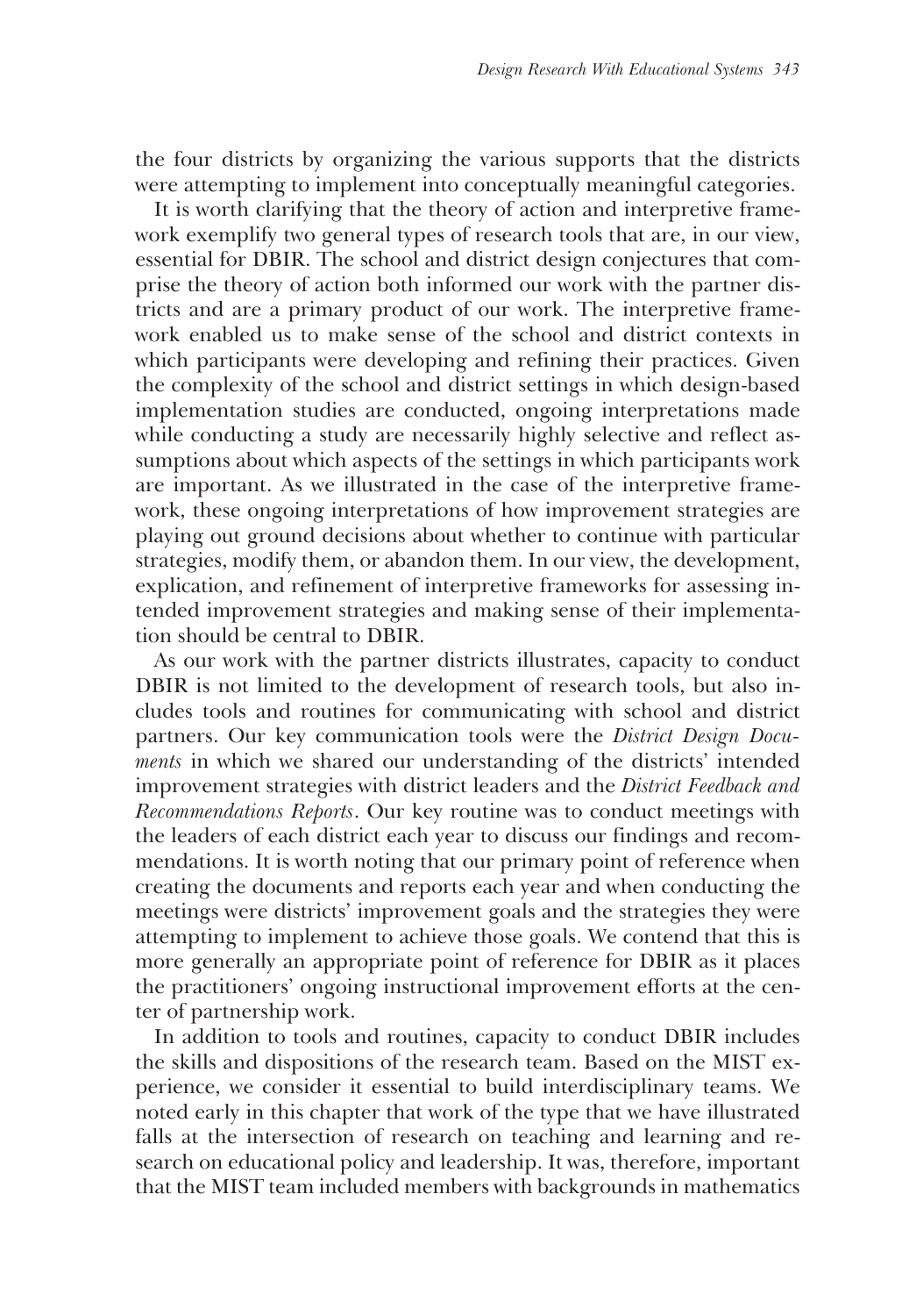the four districts by organizing the various supports that the districts were attempting to implement into conceptually meaningful categories.

It is worth clarifying that the theory of action and interpretive framework exemplify two general types of research tools that are, in our view, essential for DBIR. The school and district design conjectures that comprise the theory of action both informed our work with the partner districts and are a primary product of our work. The interpretive framework enabled us to make sense of the school and district contexts in which participants were developing and refining their practices. Given the complexity of the school and district settings in which design-based implementation studies are conducted, ongoing interpretations made while conducting a study are necessarily highly selective and reflect assumptions about which aspects of the settings in which participants work are important. As we illustrated in the case of the interpretive framework, these ongoing interpretations of how improvement strategies are playing out ground decisions about whether to continue with particular strategies, modify them, or abandon them. In our view, the development, explication, and refinement of interpretive frameworks for assessing intended improvement strategies and making sense of their implementation should be central to DBIR.

As our work with the partner districts illustrates, capacity to conduct DBIR is not limited to the development of research tools, but also includes tools and routines for communicating with school and district partners. Our key communication tools were the *District Design Documents* in which we shared our understanding of the districts' intended improvement strategies with district leaders and the *District Feedback and Recommendations Reports*. Our key routine was to conduct meetings with the leaders of each district each year to discuss our findings and recommendations. It is worth noting that our primary point of reference when creating the documents and reports each year and when conducting the meetings were districts' improvement goals and the strategies they were attempting to implement to achieve those goals. We contend that this is more generally an appropriate point of reference for DBIR as it places the practitioners' ongoing instructional improvement efforts at the center of partnership work.

In addition to tools and routines, capacity to conduct DBIR includes the skills and dispositions of the research team. Based on the MIST experience, we consider it essential to build interdisciplinary teams. We noted early in this chapter that work of the type that we have illustrated falls at the intersection of research on teaching and learning and research on educational policy and leadership. It was, therefore, important that the MIST team included members with backgrounds in mathematics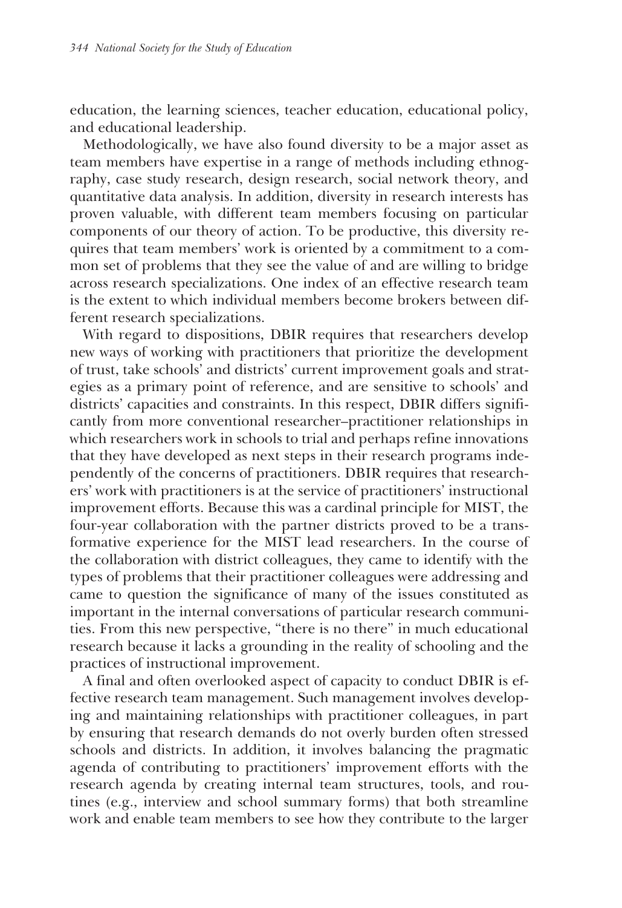education, the learning sciences, teacher education, educational policy, and educational leadership.

Methodologically, we have also found diversity to be a major asset as team members have expertise in a range of methods including ethnography, case study research, design research, social network theory, and quantitative data analysis. In addition, diversity in research interests has proven valuable, with different team members focusing on particular components of our theory of action. To be productive, this diversity requires that team members' work is oriented by a commitment to a common set of problems that they see the value of and are willing to bridge across research specializations. One index of an effective research team is the extent to which individual members become brokers between different research specializations.

With regard to dispositions, DBIR requires that researchers develop new ways of working with practitioners that prioritize the development of trust, take schools' and districts' current improvement goals and strategies as a primary point of reference, and are sensitive to schools' and districts' capacities and constraints. In this respect, DBIR differs significantly from more conventional researcher–practitioner relationships in which researchers work in schools to trial and perhaps refine innovations that they have developed as next steps in their research programs independently of the concerns of practitioners. DBIR requires that researchers' work with practitioners is at the service of practitioners' instructional improvement efforts. Because this was a cardinal principle for MIST, the four-year collaboration with the partner districts proved to be a transformative experience for the MIST lead researchers. In the course of the collaboration with district colleagues, they came to identify with the types of problems that their practitioner colleagues were addressing and came to question the significance of many of the issues constituted as important in the internal conversations of particular research communities. From this new perspective, "there is no there" in much educational research because it lacks a grounding in the reality of schooling and the practices of instructional improvement.

A final and often overlooked aspect of capacity to conduct DBIR is effective research team management. Such management involves developing and maintaining relationships with practitioner colleagues, in part by ensuring that research demands do not overly burden often stressed schools and districts. In addition, it involves balancing the pragmatic agenda of contributing to practitioners' improvement efforts with the research agenda by creating internal team structures, tools, and routines (e.g., interview and school summary forms) that both streamline work and enable team members to see how they contribute to the larger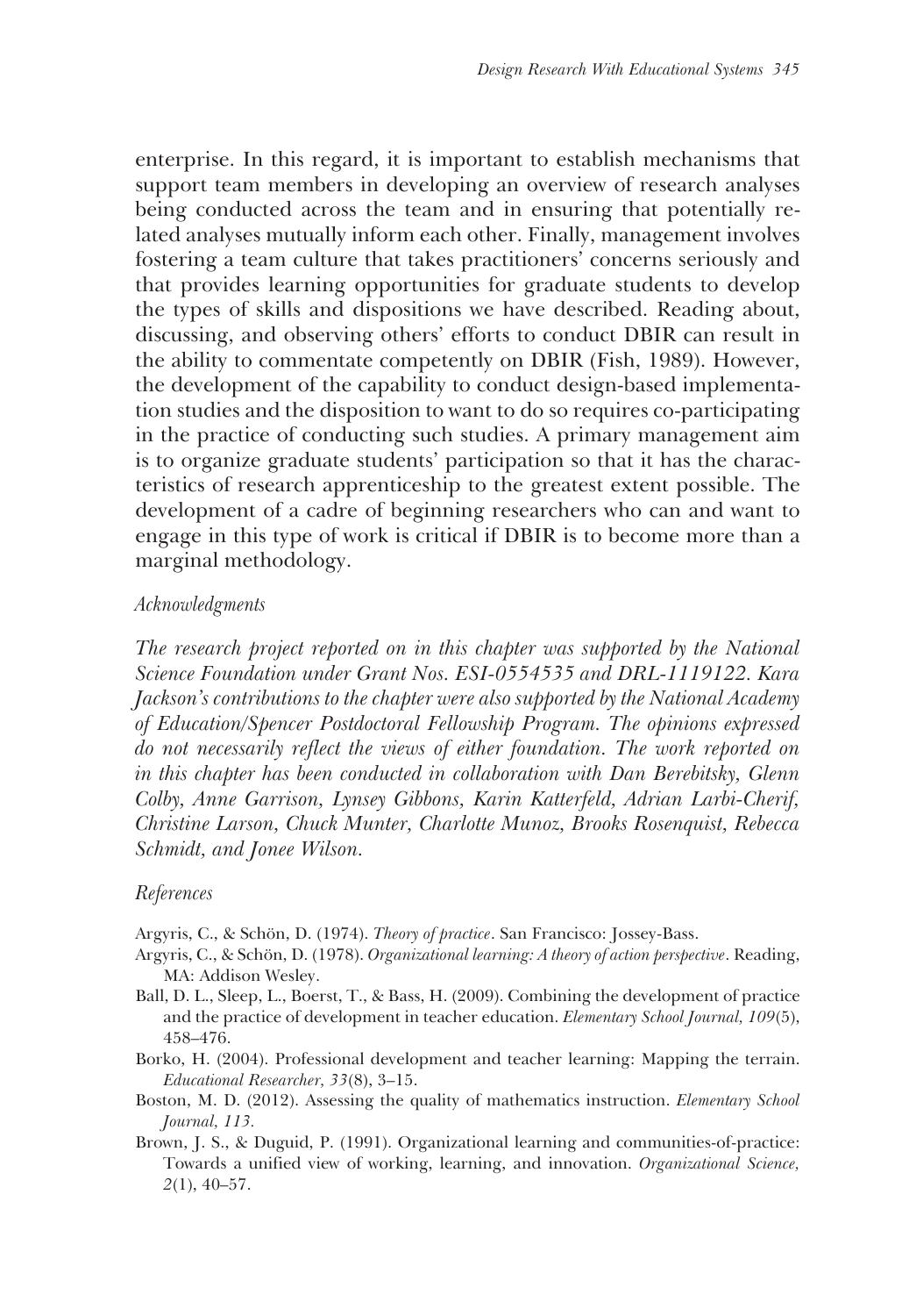enterprise. In this regard, it is important to establish mechanisms that support team members in developing an overview of research analyses being conducted across the team and in ensuring that potentially related analyses mutually inform each other. Finally, management involves fostering a team culture that takes practitioners' concerns seriously and that provides learning opportunities for graduate students to develop the types of skills and dispositions we have described. Reading about, discussing, and observing others' efforts to conduct DBIR can result in the ability to commentate competently on DBIR (Fish, 1989). However, the development of the capability to conduct design-based implementation studies and the disposition to want to do so requires co-participating in the practice of conducting such studies. A primary management aim is to organize graduate students' participation so that it has the characteristics of research apprenticeship to the greatest extent possible. The development of a cadre of beginning researchers who can and want to engage in this type of work is critical if DBIR is to become more than a marginal methodology.

## *Acknowledgments*

*The research project reported on in this chapter was supported by the National Science Foundation under Grant Nos. ESI-0554535 and DRL-1119122. Kara Jackson's contributions to the chapter were also supported by the National Academy of Education/Spencer Postdoctoral Fellowship Program. The opinions expressed do not necessarily reflect the views of either foundation. The work reported on in this chapter has been conducted in collaboration with Dan Berebitsky, Glenn Colby, Anne Garrison, Lynsey Gibbons, Karin Katterfeld, Adrian Larbi-Cherif, Christine Larson, Chuck Munter, Charlotte Munoz, Brooks Rosenquist, Rebecca Schmidt, and Jonee Wilson.*

## *References*

Argyris, C., & Schön, D. (1974). *Theory of practice*. San Francisco: Jossey-Bass.

Argyris, C., & Schön, D. (1978). *Organizational learning: A theory of action perspective*. Reading, MA: Addison Wesley.

Ball, D. L., Sleep, L., Boerst, T., & Bass, H. (2009). Combining the development of practice and the practice of development in teacher education. *Elementary School Journal, 109*(5), 458–476.

Borko, H. (2004). Professional development and teacher learning: Mapping the terrain. *Educational Researcher, 33*(8), 3–15.

Boston, M. D. (2012). Assessing the quality of mathematics instruction. *Elementary School Journal, 113.*

Brown, J. S., & Duguid, P. (1991). Organizational learning and communities-of-practice: Towards a unified view of working, learning, and innovation. *Organizational Science, 2*(1), 40–57.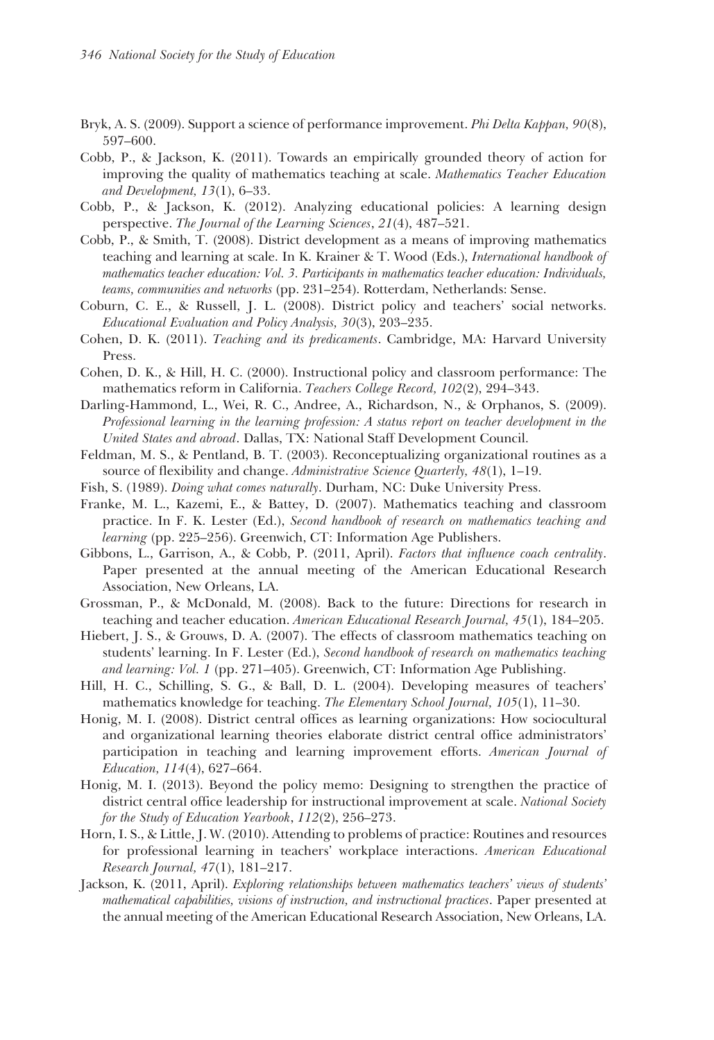Bryk, A. S. (2009). Support a science of performance improvement. *Phi Delta Kappan, 90*(8), 597–600.

Cobb, P., & Jackson, K. (2011). Towards an empirically grounded theory of action for improving the quality of mathematics teaching at scale. *Mathematics Teacher Education and Development, 13*(1), 6–33.

Cobb, P., & Jackson, K. (2012). Analyzing educational policies: A learning design perspective. *The Journal of the Learning Sciences*, *21*(4), 487–521.

Cobb, P., & Smith, T. (2008). District development as a means of improving mathematics teaching and learning at scale. In K. Krainer & T. Wood (Eds.), *International handbook of mathematics teacher education: Vol. 3. Participants in mathematics teacher education: Individuals, teams, communities and networks* (pp. 231–254). Rotterdam, Netherlands: Sense.

Coburn, C. E., & Russell, J. L. (2008). District policy and teachers' social networks. *Educational Evaluation and Policy Analysis, 30*(3), 203–235.

Cohen, D. K. (2011). *Teaching and its predicaments*. Cambridge, MA: Harvard University Press.

Cohen, D. K., & Hill, H. C. (2000). Instructional policy and classroom performance: The mathematics reform in California. *Teachers College Record, 102*(2), 294–343.

Darling-Hammond, L., Wei, R. C., Andree, A., Richardson, N., & Orphanos, S. (2009). *Professional learning in the learning profession: A status report on teacher development in the United States and abroad*. Dallas, TX: National Staff Development Council.

Feldman, M. S., & Pentland, B. T. (2003). Reconceptualizing organizational routines as a source of flexibility and change. *Administrative Science Quarterly, 48*(1), 1–19.

Fish, S. (1989). *Doing what comes naturally*. Durham, NC: Duke University Press.

Franke, M. L., Kazemi, E., & Battey, D. (2007). Mathematics teaching and classroom practice. In F. K. Lester (Ed.), *Second handbook of research on mathematics teaching and learning* (pp. 225–256). Greenwich, CT: Information Age Publishers.

Gibbons, L., Garrison, A., & Cobb, P. (2011, April). *Factors that influence coach centrality*. Paper presented at the annual meeting of the American Educational Research Association, New Orleans, LA.

Grossman, P., & McDonald, M. (2008). Back to the future: Directions for research in teaching and teacher education. *American Educational Research Journal, 45*(1), 184–205.

Hiebert, J. S., & Grouws, D. A. (2007). The effects of classroom mathematics teaching on students' learning. In F. Lester (Ed.), *Second handbook of research on mathematics teaching and learning: Vol. 1* (pp. 271–405). Greenwich, CT: Information Age Publishing.

Hill, H. C., Schilling, S. G., & Ball, D. L. (2004). Developing measures of teachers' mathematics knowledge for teaching. *The Elementary School Journal, 105*(1), 11–30.

Honig, M. I. (2008). District central offices as learning organizations: How sociocultural and organizational learning theories elaborate district central office administrators' participation in teaching and learning improvement efforts. *American Journal of Education, 114*(4), 627–664.

Honig, M. I. (2013). Beyond the policy memo: Designing to strengthen the practice of district central office leadership for instructional improvement at scale. *National Society for the Study of Education Yearbook*, *112*(2), 256–273.

Horn, I. S., & Little, J. W. (2010). Attending to problems of practice: Routines and resources for professional learning in teachers' workplace interactions. *American Educational Research Journal, 47*(1), 181–217.

Jackson, K. (2011, April). *Exploring relationships between mathematics teachers' views of students' mathematical capabilities, visions of instruction, and instructional practices*. Paper presented at the annual meeting of the American Educational Research Association, New Orleans, LA.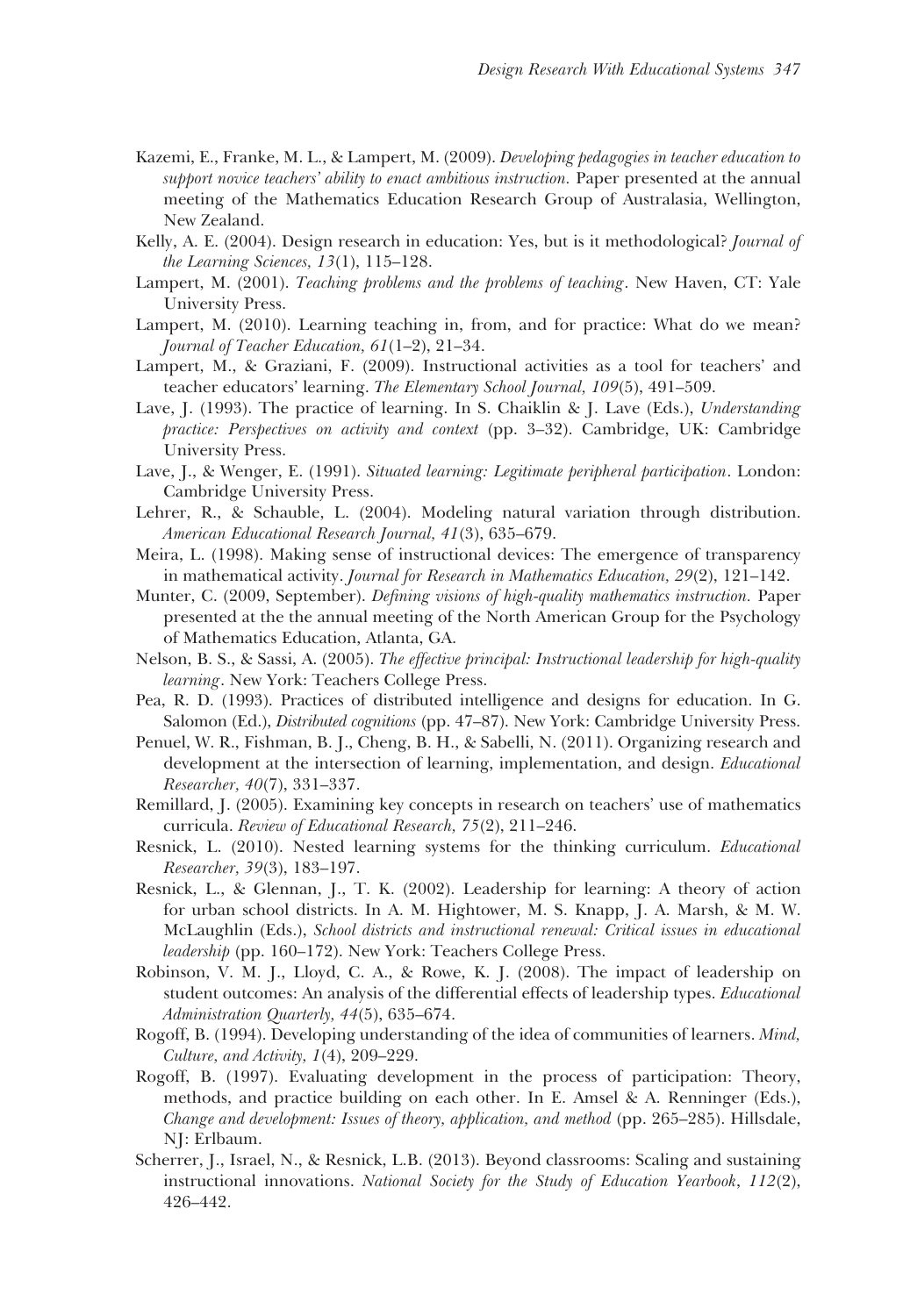Kazemi, E., Franke, M. L., & Lampert, M. (2009). *Developing pedagogies in teacher education to support novice teachers' ability to enact ambitious instruction.* Paper presented at the annual meeting of the Mathematics Education Research Group of Australasia, Wellington, New Zealand.

Kelly, A. E. (2004). Design research in education: Yes, but is it methodological? *Journal of the Learning Sciences, 13*(1), 115–128.

Lampert, M. (2001). *Teaching problems and the problems of teaching*. New Haven, CT: Yale University Press.

Lampert, M. (2010). Learning teaching in, from, and for practice: What do we mean? *Journal of Teacher Education, 61*(1–2), 21–34.

Lampert, M., & Graziani, F. (2009). Instructional activities as a tool for teachers' and teacher educators' learning. *The Elementary School Journal, 109*(5), 491–509.

Lave, J. (1993). The practice of learning. In S. Chaiklin & J. Lave (Eds.), *Understanding practice: Perspectives on activity and context* (pp. 3–32). Cambridge, UK: Cambridge University Press.

Lave, J., & Wenger, E. (1991). *Situated learning: Legitimate peripheral participation*. London: Cambridge University Press.

Lehrer, R., & Schauble, L. (2004). Modeling natural variation through distribution. *American Educational Research Journal, 41*(3), 635–679.

Meira, L. (1998). Making sense of instructional devices: The emergence of transparency in mathematical activity. *Journal for Research in Mathematics Education, 29*(2), 121–142.

Munter, C. (2009, September). *Defining visions of high-quality mathematics instruction.* Paper presented at the the annual meeting of the North American Group for the Psychology of Mathematics Education, Atlanta, GA.

Nelson, B. S., & Sassi, A. (2005). *The effective principal: Instructional leadership for high-quality learning*. New York: Teachers College Press.

Pea, R. D. (1993). Practices of distributed intelligence and designs for education. In G. Salomon (Ed.), *Distributed cognitions* (pp. 47–87). New York: Cambridge University Press.

Penuel, W. R., Fishman, B. J., Cheng, B. H., & Sabelli, N. (2011). Organizing research and development at the intersection of learning, implementation, and design. *Educational Researcher, 40*(7), 331–337.

Remillard, J. (2005). Examining key concepts in research on teachers' use of mathematics curricula. *Review of Educational Research, 75*(2), 211–246.

Resnick, L. (2010). Nested learning systems for the thinking curriculum. *Educational Researcher, 39*(3), 183–197.

Resnick, L., & Glennan, J., T. K. (2002). Leadership for learning: A theory of action for urban school districts. In A. M. Hightower, M. S. Knapp, J. A. Marsh, & M. W. McLaughlin (Eds.), *School districts and instructional renewal: Critical issues in educational leadership* (pp. 160–172). New York: Teachers College Press.

Robinson, V. M. J., Lloyd, C. A., & Rowe, K. J. (2008). The impact of leadership on student outcomes: An analysis of the differential effects of leadership types. *Educational Administration Quarterly, 44*(5), 635–674.

Rogoff, B. (1994). Developing understanding of the idea of communities of learners. *Mind, Culture, and Activity, 1*(4), 209–229.

Rogoff, B. (1997). Evaluating development in the process of participation: Theory, methods, and practice building on each other. In E. Amsel & A. Renninger (Eds.), *Change and development: Issues of theory, application, and method* (pp. 265–285). Hillsdale, NJ: Erlbaum.

Scherrer, J., Israel, N., & Resnick, L.B. (2013). Beyond classrooms: Scaling and sustaining instructional innovations. *National Society for the Study of Education Yearbook*, *112*(2), 426–442.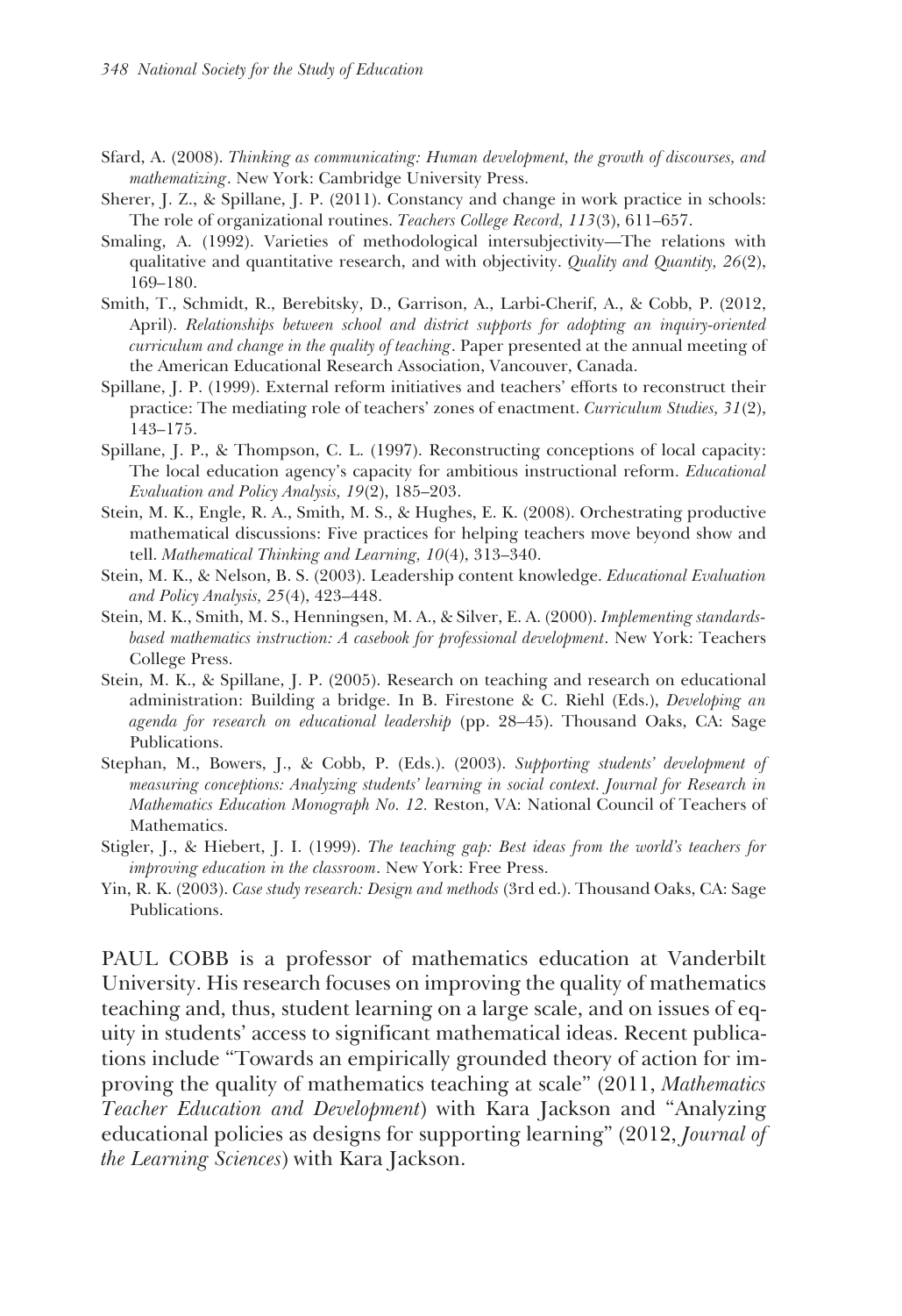Sfard, A. (2008). *Thinking as communicating: Human development, the growth of discourses, and mathematizing*. New York: Cambridge University Press.

Sherer, J. Z., & Spillane, J. P. (2011). Constancy and change in work practice in schools: The role of organizational routines. *Teachers College Record, 113*(3), 611–657.

Smaling, A. (1992). Varieties of methodological intersubjectivity—The relations with qualitative and quantitative research, and with objectivity. *Quality and Quantity, 26*(2), 169–180.

Smith, T., Schmidt, R., Berebitsky, D., Garrison, A., Larbi-Cherif, A., & Cobb, P. (2012, April). *Relationships between school and district supports for adopting an inquiry-oriented curriculum and change in the quality of teaching*. Paper presented at the annual meeting of the American Educational Research Association, Vancouver, Canada.

Spillane, J. P. (1999). External reform initiatives and teachers' efforts to reconstruct their practice: The mediating role of teachers' zones of enactment. *Curriculum Studies, 31*(2), 143–175.

Spillane, J. P., & Thompson, C. L. (1997). Reconstructing conceptions of local capacity: The local education agency's capacity for ambitious instructional reform. *Educational Evaluation and Policy Analysis, 19*(2), 185–203.

Stein, M. K., Engle, R. A., Smith, M. S., & Hughes, E. K. (2008). Orchestrating productive mathematical discussions: Five practices for helping teachers move beyond show and tell. *Mathematical Thinking and Learning, 10*(4), 313–340.

Stein, M. K., & Nelson, B. S. (2003). Leadership content knowledge. *Educational Evaluation and Policy Analysis, 25*(4), 423–448.

Stein, M. K., Smith, M. S., Henningsen, M. A., & Silver, E. A. (2000). *Implementing standards-based mathematics instruction: A casebook for professional development*. New York: Teachers College Press.

Stein, M. K., & Spillane, J. P. (2005). Research on teaching and research on educational administration: Building a bridge. In B. Firestone & C. Riehl (Eds.), *Developing an agenda for research on educational leadership* (pp. 28–45). Thousand Oaks, CA: Sage Publications.

Stephan, M., Bowers, J., & Cobb, P. (Eds.). (2003). *Supporting students' development of measuring conceptions: Analyzing students' learning in social context. Journal for Research in Mathematics Education Monograph No. 12.* Reston, VA: National Council of Teachers of Mathematics.

Stigler, J., & Hiebert, J. I. (1999). *The teaching gap: Best ideas from the world's teachers for improving education in the classroom*. New York: Free Press.

Yin, R. K. (2003). *Case study research: Design and methods* (3rd ed.). Thousand Oaks, CA: Sage Publications.

PAUL COBB is a professor of mathematics education at Vanderbilt University. His research focuses on improving the quality of mathematics teaching and, thus, student learning on a large scale, and on issues of equity in students' access to significant mathematical ideas. Recent publications include "Towards an empirically grounded theory of action for improving the quality of mathematics teaching at scale" (2011, *Mathematics Teacher Education and Development*) with Kara Jackson and "Analyzing educational policies as designs for supporting learning" (2012, *Journal of the Learning Sciences*) with Kara Jackson.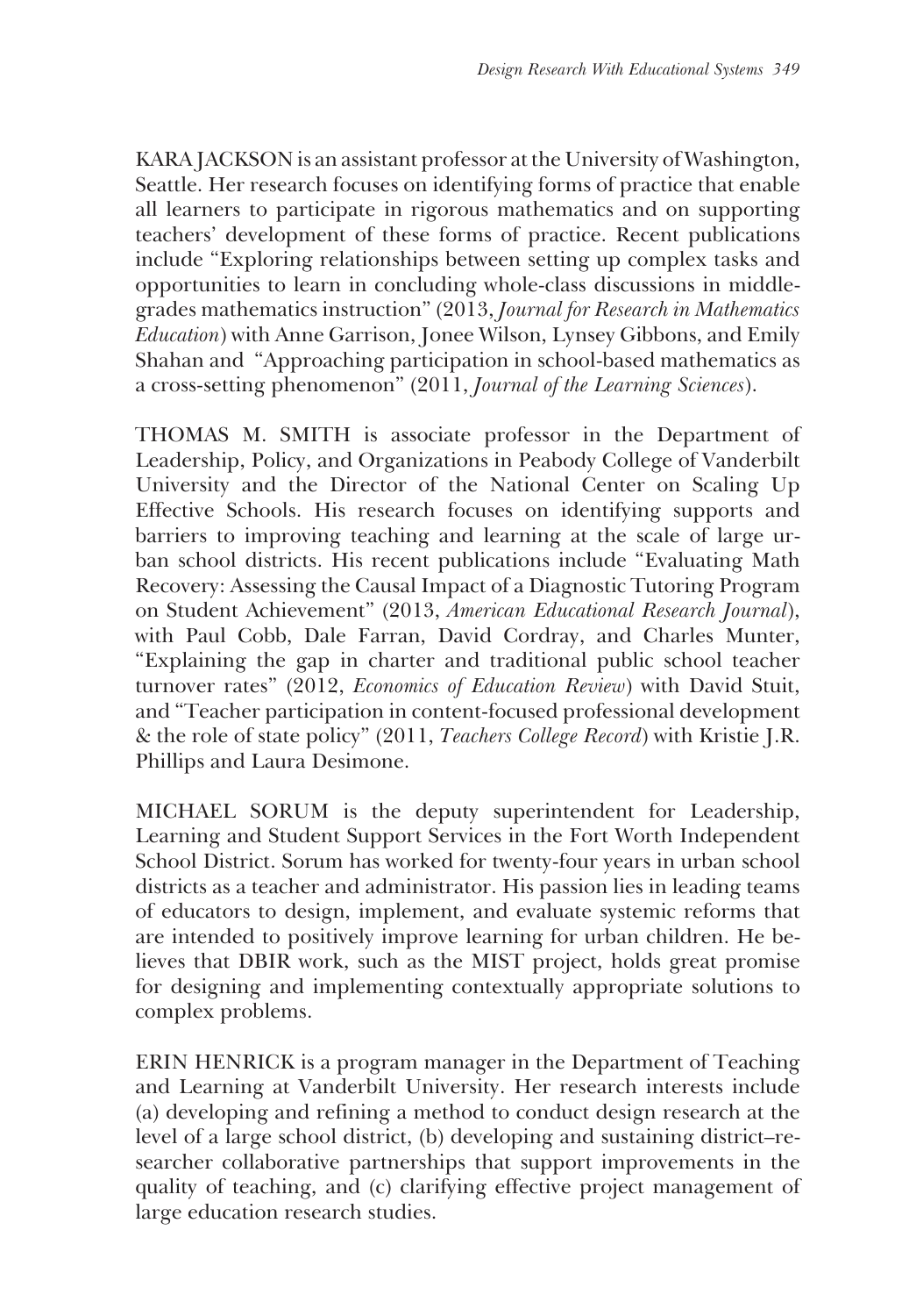KARA JACKSON is an assistant professor at the University of Washington, Seattle. Her research focuses on identifying forms of practice that enable all learners to participate in rigorous mathematics and on supporting teachers' development of these forms of practice. Recent publications include "Exploring relationships between setting up complex tasks and opportunities to learn in concluding whole-class discussions in middle-grades mathematics instruction" (2013, *Journal for Research in Mathematics Education*) with Anne Garrison, Jonee Wilson, Lynsey Gibbons, and Emily Shahan and "Approaching participation in school-based mathematics as a cross-setting phenomenon" (2011, *Journal of the Learning Sciences*).

THOMAS M. SMITH is associate professor in the Department of Leadership, Policy, and Organizations in Peabody College of Vanderbilt University and the Director of the National Center on Scaling Up Effective Schools. His research focuses on identifying supports and barriers to improving teaching and learning at the scale of large urban school districts. His recent publications include "Evaluating Math Recovery: Assessing the Causal Impact of a Diagnostic Tutoring Program on Student Achievement" (2013, *American Educational Research Journal*), with Paul Cobb, Dale Farran, David Cordray, and Charles Munter, "Explaining the gap in charter and traditional public school teacher turnover rates" (2012, *Economics of Education Review*) with David Stuit, and "Teacher participation in content-focused professional development & the role of state policy" (2011, *Teachers College Record*) with Kristie J.R. Phillips and Laura Desimone.

MICHAEL SORUM is the deputy superintendent for Leadership, Learning and Student Support Services in the Fort Worth Independent School District. Sorum has worked for twenty-four years in urban school districts as a teacher and administrator. His passion lies in leading teams of educators to design, implement, and evaluate systemic reforms that are intended to positively improve learning for urban children. He believes that DBIR work, such as the MIST project, holds great promise for designing and implementing contextually appropriate solutions to complex problems.

ERIN HENRICK is a program manager in the Department of Teaching and Learning at Vanderbilt University. Her research interests include (a) developing and refining a method to conduct design research at the level of a large school district, (b) developing and sustaining district–researcher collaborative partnerships that support improvements in the quality of teaching, and (c) clarifying effective project management of large education research studies.